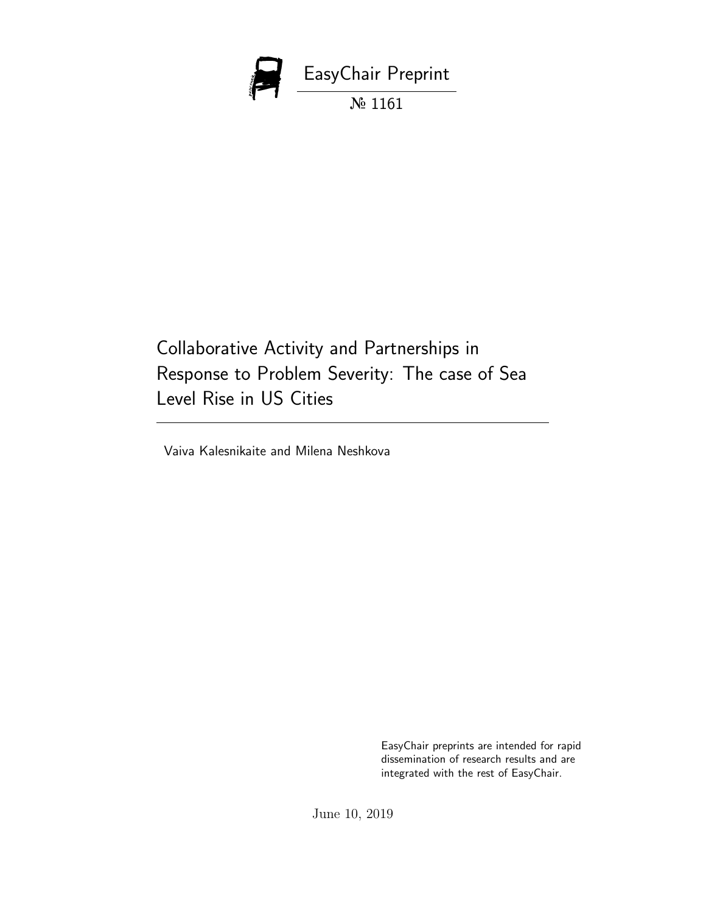EasyChair Preprint

№ 1161

# Collaborative Activity and Partnerships in Response to Problem Severity: The case of Sea Level Rise in US Cities

Vaiva Kalesnikaite and Milena Neshkova

EasyChair preprints are intended for rapid dissemination of research results and are integrated with the rest of EasyChair.

June 10, 2019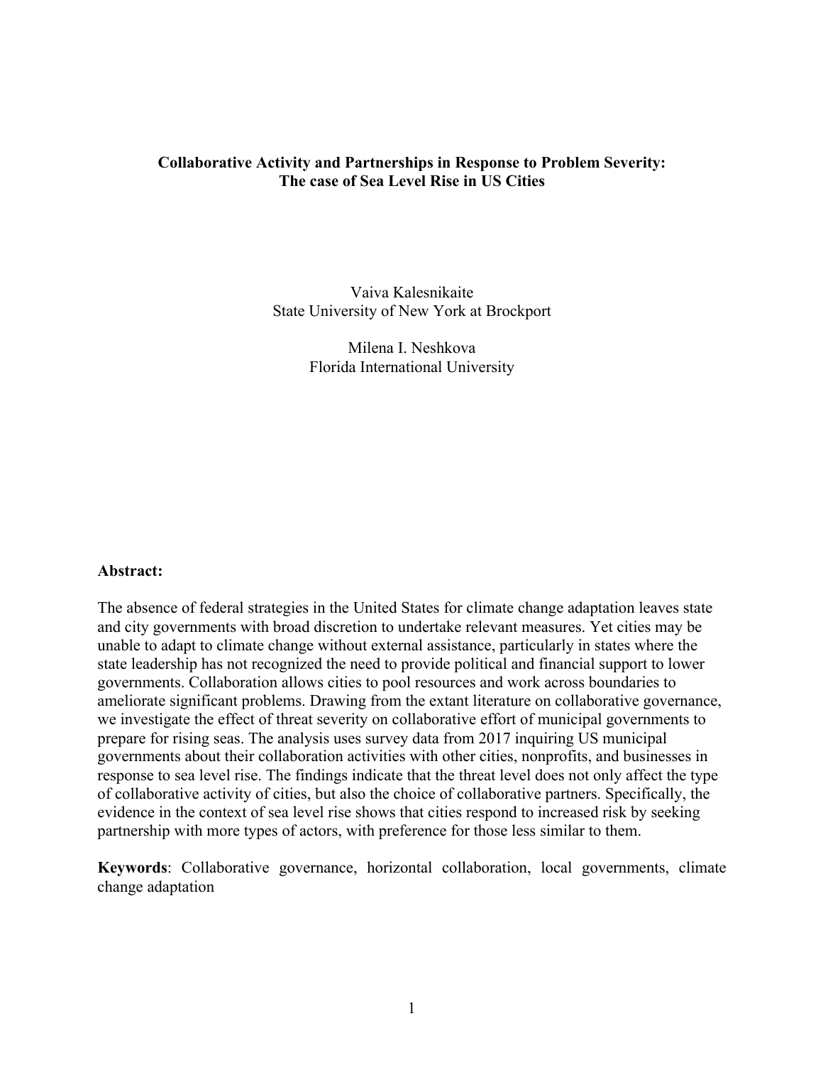**Collaborative Activity and Partnerships in Response to Problem Severity: The case of Sea Level Rise in US Cities**

Vaiva Kalesnikaite
State University of New York at Brockport

Milena I. Neshkova
Florida International University

**Abstract:**

The absence of federal strategies in the United States for climate change adaptation leaves state and city governments with broad discretion to undertake relevant measures. Yet cities may be unable to adapt to climate change without external assistance, particularly in states where the state leadership has not recognized the need to provide political and financial support to lower governments. Collaboration allows cities to pool resources and work across boundaries to ameliorate significant problems. Drawing from the extant literature on collaborative governance, we investigate the effect of threat severity on collaborative effort of municipal governments to prepare for rising seas. The analysis uses survey data from 2017 inquiring US municipal governments about their collaboration activities with other cities, nonprofits, and businesses in response to sea level rise. The findings indicate that the threat level does not only affect the type of collaborative activity of cities, but also the choice of collaborative partners. Specifically, the evidence in the context of sea level rise shows that cities respond to increased risk by seeking partnership with more types of actors, with preference for those less similar to them.

**Keywords**: Collaborative governance, horizontal collaboration, local governments, climate change adaptation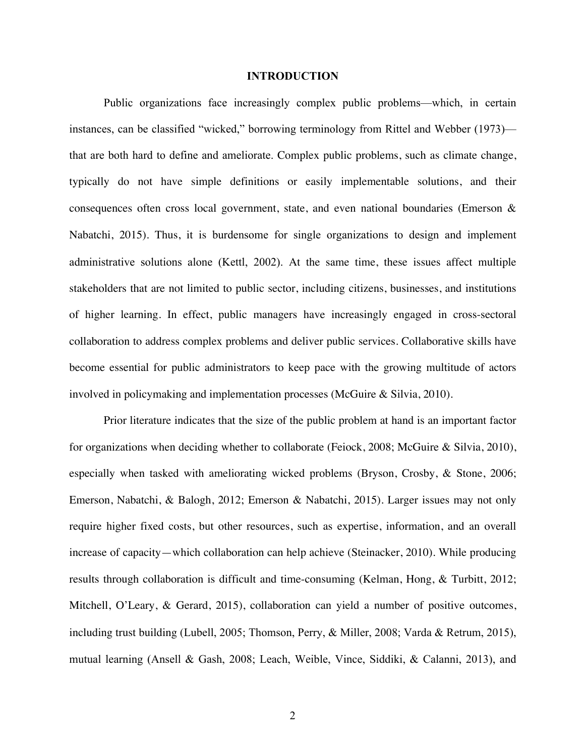## INTRODUCTION

Public organizations face increasingly complex public problems—which, in certain instances, can be classified "wicked," borrowing terminology from Rittel and Webber (1973)—that are both hard to define and ameliorate. Complex public problems, such as climate change, typically do not have simple definitions or easily implementable solutions, and their consequences often cross local government, state, and even national boundaries (Emerson & Nabatchi, 2015). Thus, it is burdensome for single organizations to design and implement administrative solutions alone (Kettl, 2002). At the same time, these issues affect multiple stakeholders that are not limited to public sector, including citizens, businesses, and institutions of higher learning. In effect, public managers have increasingly engaged in cross-sectoral collaboration to address complex problems and deliver public services. Collaborative skills have become essential for public administrators to keep pace with the growing multitude of actors involved in policymaking and implementation processes (McGuire & Silvia, 2010).

Prior literature indicates that the size of the public problem at hand is an important factor for organizations when deciding whether to collaborate (Feiock, 2008; McGuire & Silvia, 2010), especially when tasked with ameliorating wicked problems (Bryson, Crosby, & Stone, 2006; Emerson, Nabatchi, & Balogh, 2012; Emerson & Nabatchi, 2015). Larger issues may not only require higher fixed costs, but other resources, such as expertise, information, and an overall increase of capacity—which collaboration can help achieve (Steinacker, 2010). While producing results through collaboration is difficult and time-consuming (Kelman, Hong, & Turbitt, 2012; Mitchell, O'Leary, & Gerard, 2015), collaboration can yield a number of positive outcomes, including trust building (Lubell, 2005; Thomson, Perry, & Miller, 2008; Varda & Retrum, 2015), mutual learning (Ansell & Gash, 2008; Leach, Weible, Vince, Siddiki, & Calanni, 2013), and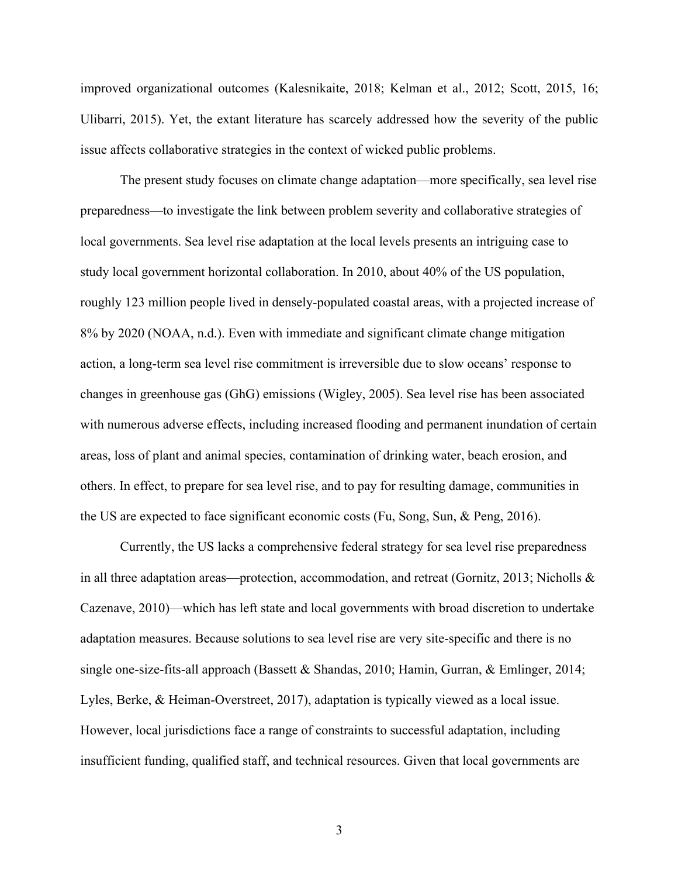improved organizational outcomes (Kalesnikaite, 2018; Kelman et al., 2012; Scott, 2015, 16; Ulibarri, 2015). Yet, the extant literature has scarcely addressed how the severity of the public issue affects collaborative strategies in the context of wicked public problems.

The present study focuses on climate change adaptation—more specifically, sea level rise preparedness—to investigate the link between problem severity and collaborative strategies of local governments. Sea level rise adaptation at the local levels presents an intriguing case to study local government horizontal collaboration. In 2010, about 40% of the US population, roughly 123 million people lived in densely-populated coastal areas, with a projected increase of 8% by 2020 (NOAA, n.d.). Even with immediate and significant climate change mitigation action, a long-term sea level rise commitment is irreversible due to slow oceans' response to changes in greenhouse gas (GhG) emissions (Wigley, 2005). Sea level rise has been associated with numerous adverse effects, including increased flooding and permanent inundation of certain areas, loss of plant and animal species, contamination of drinking water, beach erosion, and others. In effect, to prepare for sea level rise, and to pay for resulting damage, communities in the US are expected to face significant economic costs (Fu, Song, Sun, & Peng, 2016).

Currently, the US lacks a comprehensive federal strategy for sea level rise preparedness in all three adaptation areas—protection, accommodation, and retreat (Gornitz, 2013; Nicholls & Cazenave, 2010)—which has left state and local governments with broad discretion to undertake adaptation measures. Because solutions to sea level rise are very site-specific and there is no single one-size-fits-all approach (Bassett & Shandas, 2010; Hamin, Gurran, & Emlinger, 2014; Lyles, Berke, & Heiman-Overstreet, 2017), adaptation is typically viewed as a local issue. However, local jurisdictions face a range of constraints to successful adaptation, including insufficient funding, qualified staff, and technical resources. Given that local governments are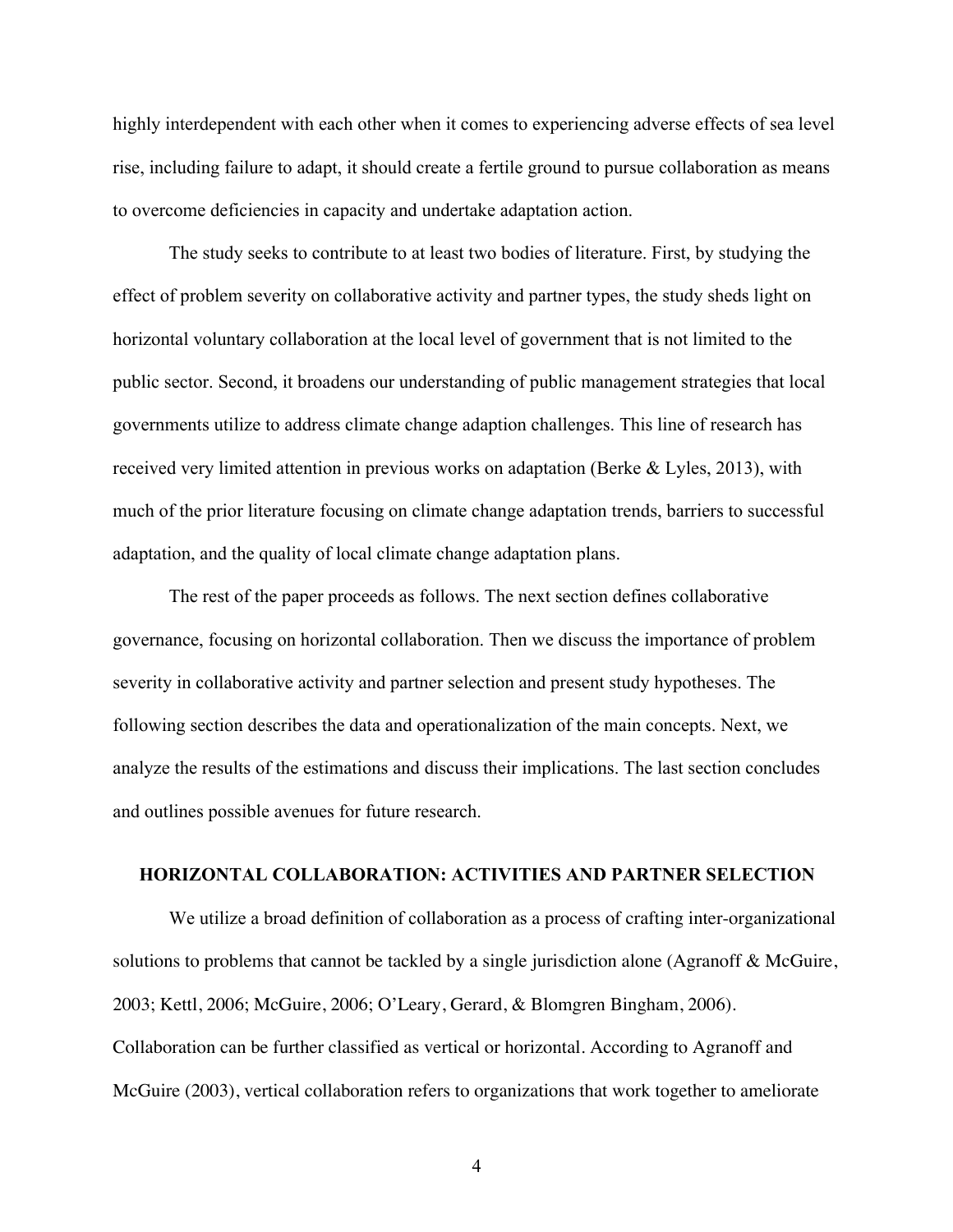highly interdependent with each other when it comes to experiencing adverse effects of sea level rise, including failure to adapt, it should create a fertile ground to pursue collaboration as means to overcome deficiencies in capacity and undertake adaptation action.

The study seeks to contribute to at least two bodies of literature. First, by studying the effect of problem severity on collaborative activity and partner types, the study sheds light on horizontal voluntary collaboration at the local level of government that is not limited to the public sector. Second, it broadens our understanding of public management strategies that local governments utilize to address climate change adaption challenges. This line of research has received very limited attention in previous works on adaptation (Berke & Lyles, 2013), with much of the prior literature focusing on climate change adaptation trends, barriers to successful adaptation, and the quality of local climate change adaptation plans.

The rest of the paper proceeds as follows. The next section defines collaborative governance, focusing on horizontal collaboration. Then we discuss the importance of problem severity in collaborative activity and partner selection and present study hypotheses. The following section describes the data and operationalization of the main concepts. Next, we analyze the results of the estimations and discuss their implications. The last section concludes and outlines possible avenues for future research.

## HORIZONTAL COLLABORATION: ACTIVITIES AND PARTNER SELECTION

We utilize a broad definition of collaboration as a process of crafting inter-organizational solutions to problems that cannot be tackled by a single jurisdiction alone (Agranoff & McGuire, 2003; Kettl, 2006; McGuire, 2006; O'Leary, Gerard, & Blomgren Bingham, 2006). Collaboration can be further classified as vertical or horizontal. According to Agranoff and McGuire (2003), vertical collaboration refers to organizations that work together to ameliorate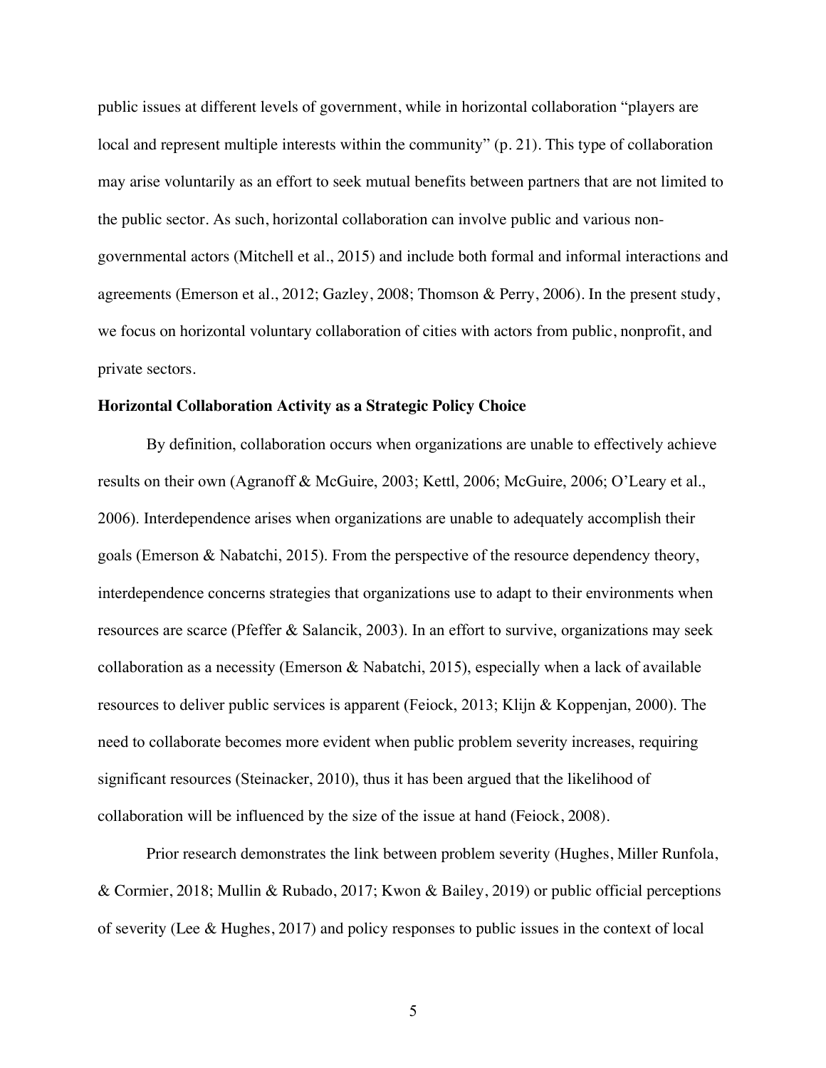public issues at different levels of government, while in horizontal collaboration "players are local and represent multiple interests within the community" (p. 21). This type of collaboration may arise voluntarily as an effort to seek mutual benefits between partners that are not limited to the public sector. As such, horizontal collaboration can involve public and various non-governmental actors (Mitchell et al., 2015) and include both formal and informal interactions and agreements (Emerson et al., 2012; Gazley, 2008; Thomson & Perry, 2006). In the present study, we focus on horizontal voluntary collaboration of cities with actors from public, nonprofit, and private sectors.

**Horizontal Collaboration Activity as a Strategic Policy Choice**

By definition, collaboration occurs when organizations are unable to effectively achieve results on their own (Agranoff & McGuire, 2003; Kettl, 2006; McGuire, 2006; O'Leary et al., 2006). Interdependence arises when organizations are unable to adequately accomplish their goals (Emerson & Nabatchi, 2015). From the perspective of the resource dependency theory, interdependence concerns strategies that organizations use to adapt to their environments when resources are scarce (Pfeffer & Salancik, 2003). In an effort to survive, organizations may seek collaboration as a necessity (Emerson & Nabatchi, 2015), especially when a lack of available resources to deliver public services is apparent (Feiock, 2013; Klijn & Koppenjan, 2000). The need to collaborate becomes more evident when public problem severity increases, requiring significant resources (Steinacker, 2010), thus it has been argued that the likelihood of collaboration will be influenced by the size of the issue at hand (Feiock, 2008).

Prior research demonstrates the link between problem severity (Hughes, Miller Runfola, & Cormier, 2018; Mullin & Rubado, 2017; Kwon & Bailey, 2019) or public official perceptions of severity (Lee & Hughes, 2017) and policy responses to public issues in the context of local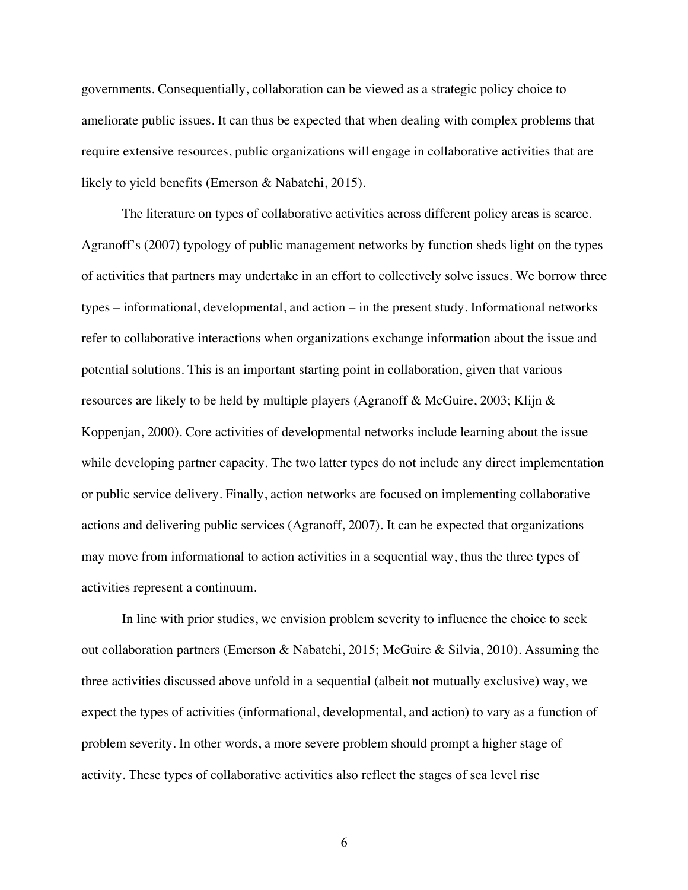governments. Consequentially, collaboration can be viewed as a strategic policy choice to ameliorate public issues. It can thus be expected that when dealing with complex problems that require extensive resources, public organizations will engage in collaborative activities that are likely to yield benefits (Emerson & Nabatchi, 2015).

The literature on types of collaborative activities across different policy areas is scarce. Agranoff's (2007) typology of public management networks by function sheds light on the types of activities that partners may undertake in an effort to collectively solve issues. We borrow three types – informational, developmental, and action – in the present study. Informational networks refer to collaborative interactions when organizations exchange information about the issue and potential solutions. This is an important starting point in collaboration, given that various resources are likely to be held by multiple players (Agranoff & McGuire, 2003; Klijn & Koppenjan, 2000). Core activities of developmental networks include learning about the issue while developing partner capacity. The two latter types do not include any direct implementation or public service delivery. Finally, action networks are focused on implementing collaborative actions and delivering public services (Agranoff, 2007). It can be expected that organizations may move from informational to action activities in a sequential way, thus the three types of activities represent a continuum.

In line with prior studies, we envision problem severity to influence the choice to seek out collaboration partners (Emerson & Nabatchi, 2015; McGuire & Silvia, 2010). Assuming the three activities discussed above unfold in a sequential (albeit not mutually exclusive) way, we expect the types of activities (informational, developmental, and action) to vary as a function of problem severity. In other words, a more severe problem should prompt a higher stage of activity. These types of collaborative activities also reflect the stages of sea level rise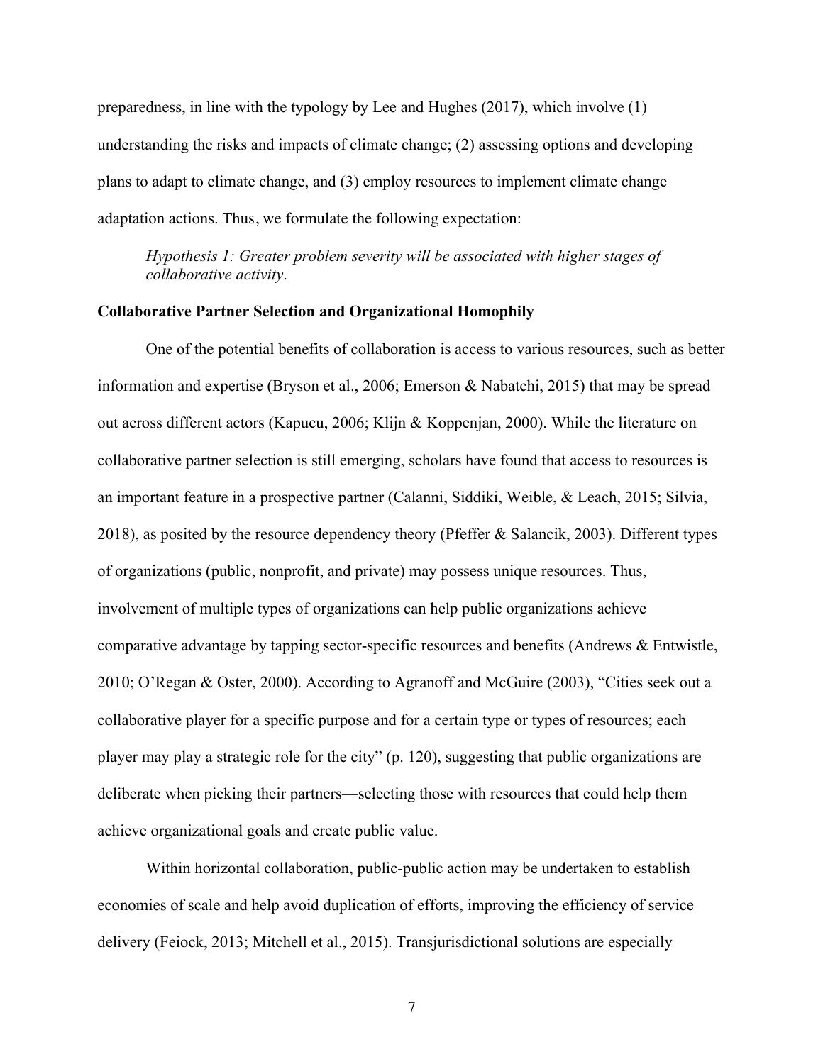preparedness, in line with the typology by Lee and Hughes (2017), which involve (1) understanding the risks and impacts of climate change; (2) assessing options and developing plans to adapt to climate change, and (3) employ resources to implement climate change adaptation actions. Thus, we formulate the following expectation:

> *Hypothesis 1: Greater problem severity will be associated with higher stages of collaborative activity*.

**Collaborative Partner Selection and Organizational Homophily**

One of the potential benefits of collaboration is access to various resources, such as better information and expertise (Bryson et al., 2006; Emerson & Nabatchi, 2015) that may be spread out across different actors (Kapucu, 2006; Klijn & Koppenjan, 2000). While the literature on collaborative partner selection is still emerging, scholars have found that access to resources is an important feature in a prospective partner (Calanni, Siddiki, Weible, & Leach, 2015; Silvia, 2018), as posited by the resource dependency theory (Pfeffer & Salancik, 2003). Different types of organizations (public, nonprofit, and private) may possess unique resources. Thus, involvement of multiple types of organizations can help public organizations achieve comparative advantage by tapping sector-specific resources and benefits (Andrews & Entwistle, 2010; O'Regan & Oster, 2000). According to Agranoff and McGuire (2003), "Cities seek out a collaborative player for a specific purpose and for a certain type or types of resources; each player may play a strategic role for the city" (p. 120), suggesting that public organizations are deliberate when picking their partners—selecting those with resources that could help them achieve organizational goals and create public value.

Within horizontal collaboration, public-public action may be undertaken to establish economies of scale and help avoid duplication of efforts, improving the efficiency of service delivery (Feiock, 2013; Mitchell et al., 2015). Transjurisdictional solutions are especially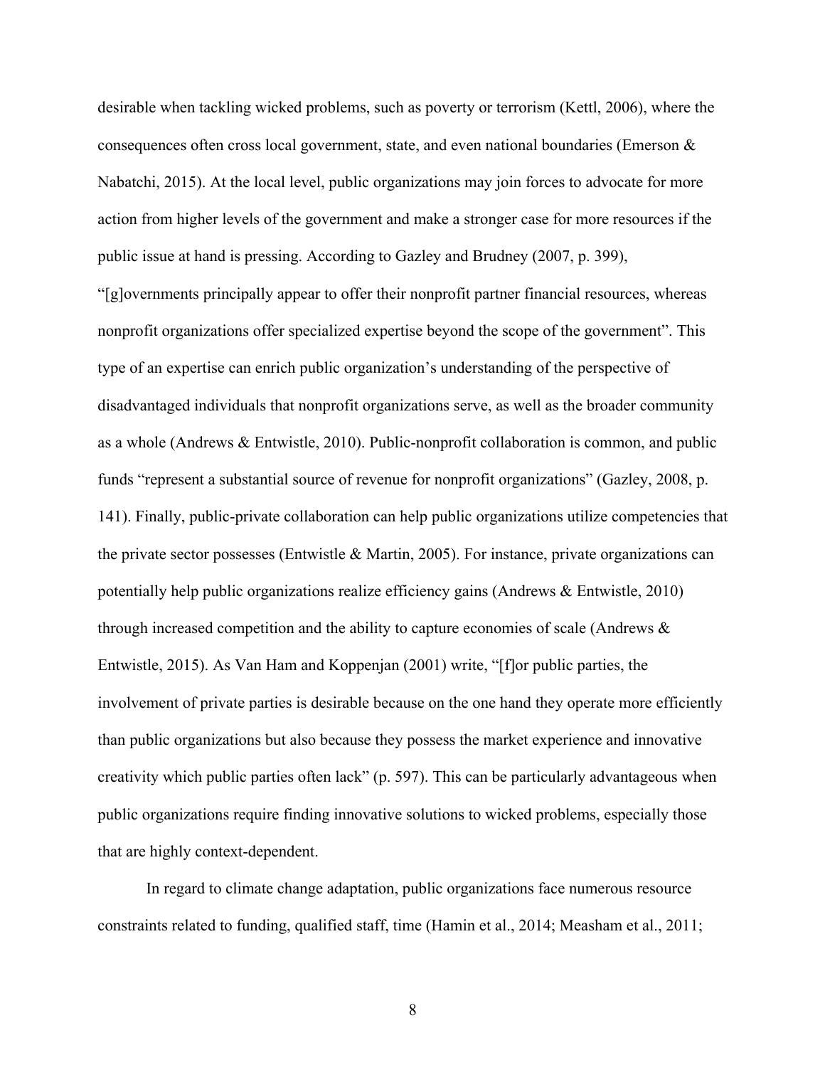desirable when tackling wicked problems, such as poverty or terrorism (Kettl, 2006), where the consequences often cross local government, state, and even national boundaries (Emerson & Nabatchi, 2015). At the local level, public organizations may join forces to advocate for more action from higher levels of the government and make a stronger case for more resources if the public issue at hand is pressing. According to Gazley and Brudney (2007, p. 399), "[g]overnments principally appear to offer their nonprofit partner financial resources, whereas nonprofit organizations offer specialized expertise beyond the scope of the government". This type of an expertise can enrich public organization's understanding of the perspective of disadvantaged individuals that nonprofit organizations serve, as well as the broader community as a whole (Andrews & Entwistle, 2010). Public-nonprofit collaboration is common, and public funds "represent a substantial source of revenue for nonprofit organizations" (Gazley, 2008, p. 141). Finally, public-private collaboration can help public organizations utilize competencies that the private sector possesses (Entwistle & Martin, 2005). For instance, private organizations can potentially help public organizations realize efficiency gains (Andrews & Entwistle, 2010) through increased competition and the ability to capture economies of scale (Andrews & Entwistle, 2015). As Van Ham and Koppenjan (2001) write, "[f]or public parties, the involvement of private parties is desirable because on the one hand they operate more efficiently than public organizations but also because they possess the market experience and innovative creativity which public parties often lack" (p. 597). This can be particularly advantageous when public organizations require finding innovative solutions to wicked problems, especially those that are highly context-dependent.

In regard to climate change adaptation, public organizations face numerous resource constraints related to funding, qualified staff, time (Hamin et al., 2014; Measham et al., 2011;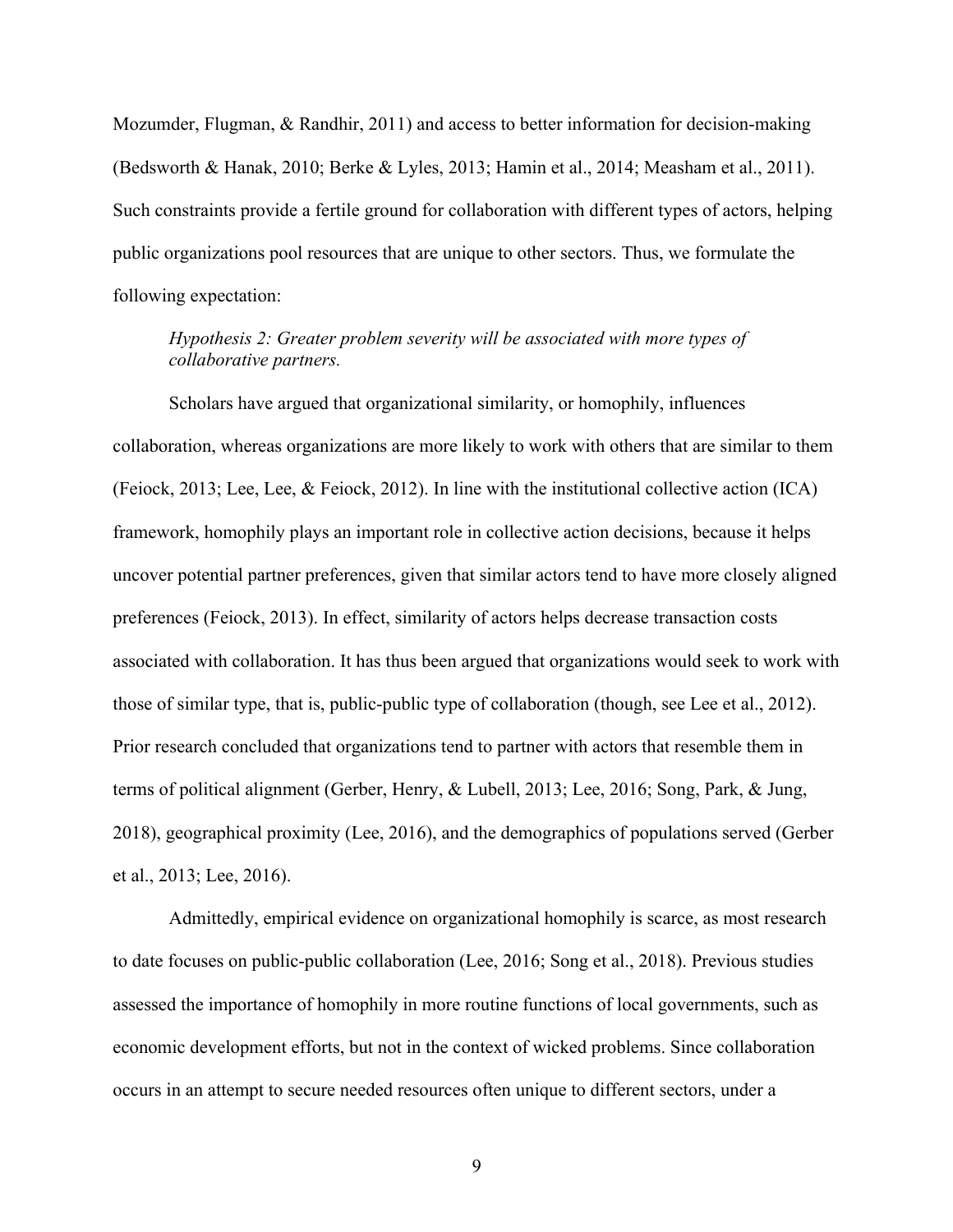Mozumder, Flugman, & Randhir, 2011) and access to better information for decision-making (Bedsworth & Hanak, 2010; Berke & Lyles, 2013; Hamin et al., 2014; Measham et al., 2011). Such constraints provide a fertile ground for collaboration with different types of actors, helping public organizations pool resources that are unique to other sectors. Thus, we formulate the following expectation:

> *Hypothesis 2: Greater problem severity will be associated with more types of collaborative partners.*

Scholars have argued that organizational similarity, or homophily, influences collaboration, whereas organizations are more likely to work with others that are similar to them (Feiock, 2013; Lee, Lee, & Feiock, 2012). In line with the institutional collective action (ICA) framework, homophily plays an important role in collective action decisions, because it helps uncover potential partner preferences, given that similar actors tend to have more closely aligned preferences (Feiock, 2013). In effect, similarity of actors helps decrease transaction costs associated with collaboration. It has thus been argued that organizations would seek to work with those of similar type, that is, public-public type of collaboration (though, see Lee et al., 2012). Prior research concluded that organizations tend to partner with actors that resemble them in terms of political alignment (Gerber, Henry, & Lubell, 2013; Lee, 2016; Song, Park, & Jung, 2018), geographical proximity (Lee, 2016), and the demographics of populations served (Gerber et al., 2013; Lee, 2016).

Admittedly, empirical evidence on organizational homophily is scarce, as most research to date focuses on public-public collaboration (Lee, 2016; Song et al., 2018). Previous studies assessed the importance of homophily in more routine functions of local governments, such as economic development efforts, but not in the context of wicked problems. Since collaboration occurs in an attempt to secure needed resources often unique to different sectors, under a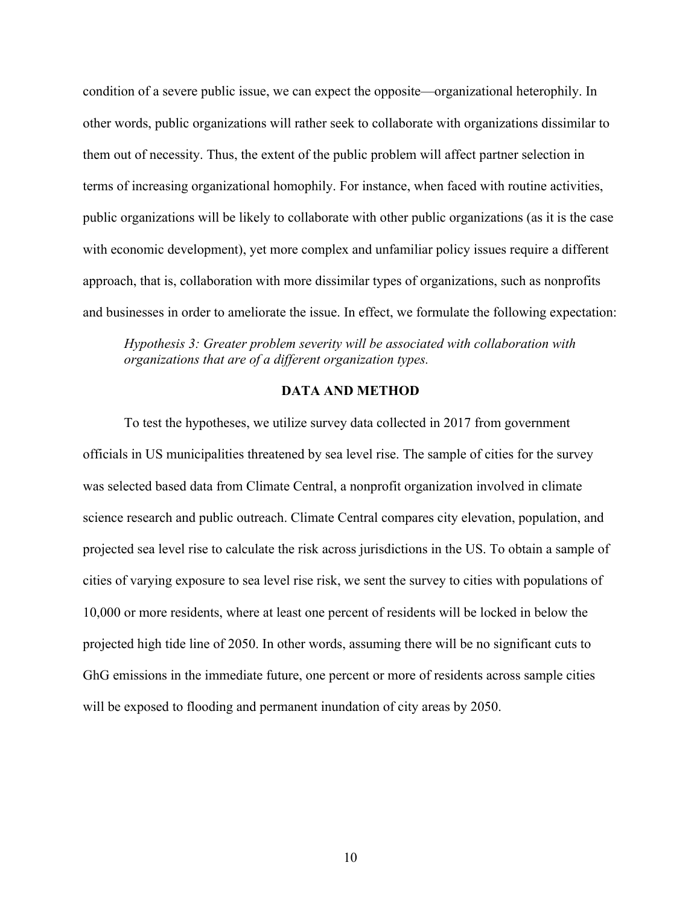condition of a severe public issue, we can expect the opposite—organizational heterophily. In other words, public organizations will rather seek to collaborate with organizations dissimilar to them out of necessity. Thus, the extent of the public problem will affect partner selection in terms of increasing organizational homophily. For instance, when faced with routine activities, public organizations will be likely to collaborate with other public organizations (as it is the case with economic development), yet more complex and unfamiliar policy issues require a different approach, that is, collaboration with more dissimilar types of organizations, such as nonprofits and businesses in order to ameliorate the issue. In effect, we formulate the following expectation:

> *Hypothesis 3: Greater problem severity will be associated with collaboration with organizations that are of a different organization types.*

## DATA AND METHOD

To test the hypotheses, we utilize survey data collected in 2017 from government officials in US municipalities threatened by sea level rise. The sample of cities for the survey was selected based data from Climate Central, a nonprofit organization involved in climate science research and public outreach. Climate Central compares city elevation, population, and projected sea level rise to calculate the risk across jurisdictions in the US. To obtain a sample of cities of varying exposure to sea level rise risk, we sent the survey to cities with populations of 10,000 or more residents, where at least one percent of residents will be locked in below the projected high tide line of 2050. In other words, assuming there will be no significant cuts to GhG emissions in the immediate future, one percent or more of residents across sample cities will be exposed to flooding and permanent inundation of city areas by 2050.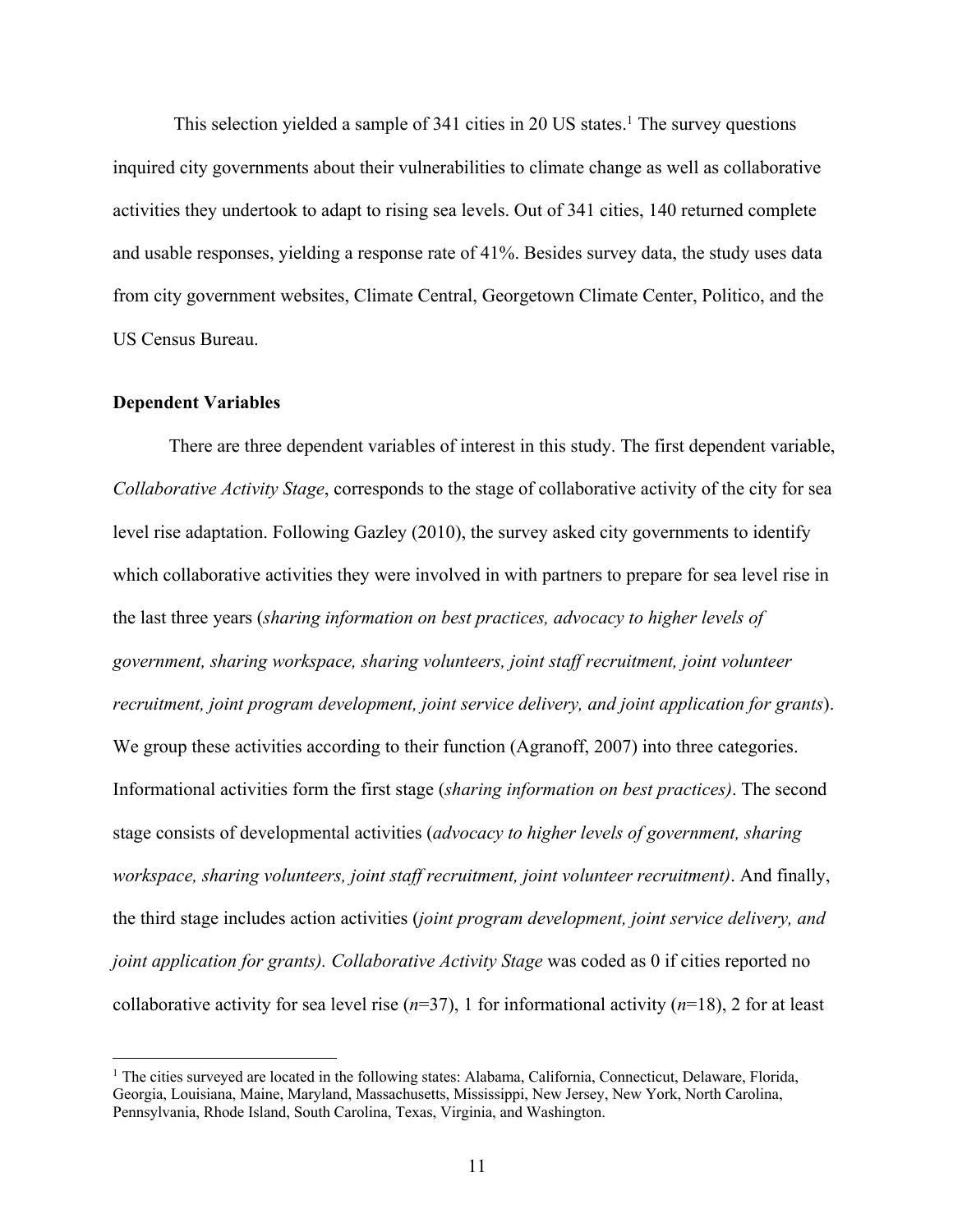This selection yielded a sample of 341 cities in 20 US states.[1] The survey questions inquired city governments about their vulnerabilities to climate change as well as collaborative activities they undertook to adapt to rising sea levels. Out of 341 cities, 140 returned complete and usable responses, yielding a response rate of 41%. Besides survey data, the study uses data from city government websites, Climate Central, Georgetown Climate Center, Politico, and the US Census Bureau.

**Dependent Variables**

There are three dependent variables of interest in this study. The first dependent variable, *Collaborative Activity Stage*, corresponds to the stage of collaborative activity of the city for sea level rise adaptation. Following Gazley (2010), the survey asked city governments to identify which collaborative activities they were involved in with partners to prepare for sea level rise in the last three years (*sharing information on best practices, advocacy to higher levels of government, sharing workspace, sharing volunteers, joint staff recruitment, joint volunteer recruitment, joint program development, joint service delivery, and joint application for grants*). We group these activities according to their function (Agranoff, 2007) into three categories. Informational activities form the first stage (*sharing information on best practices)*. The second stage consists of developmental activities (*advocacy to higher levels of government, sharing workspace, sharing volunteers, joint staff recruitment, joint volunteer recruitment)*. And finally, the third stage includes action activities (*joint program development, joint service delivery, and joint application for grants). Collaborative Activity Stage* was coded as 0 if cities reported no collaborative activity for sea level rise (*n*=37), 1 for informational activity (*n*=18), 2 for at least

[1] The cities surveyed are located in the following states: Alabama, California, Connecticut, Delaware, Florida, Georgia, Louisiana, Maine, Maryland, Massachusetts, Mississippi, New Jersey, New York, North Carolina, Pennsylvania, Rhode Island, South Carolina, Texas, Virginia, and Washington.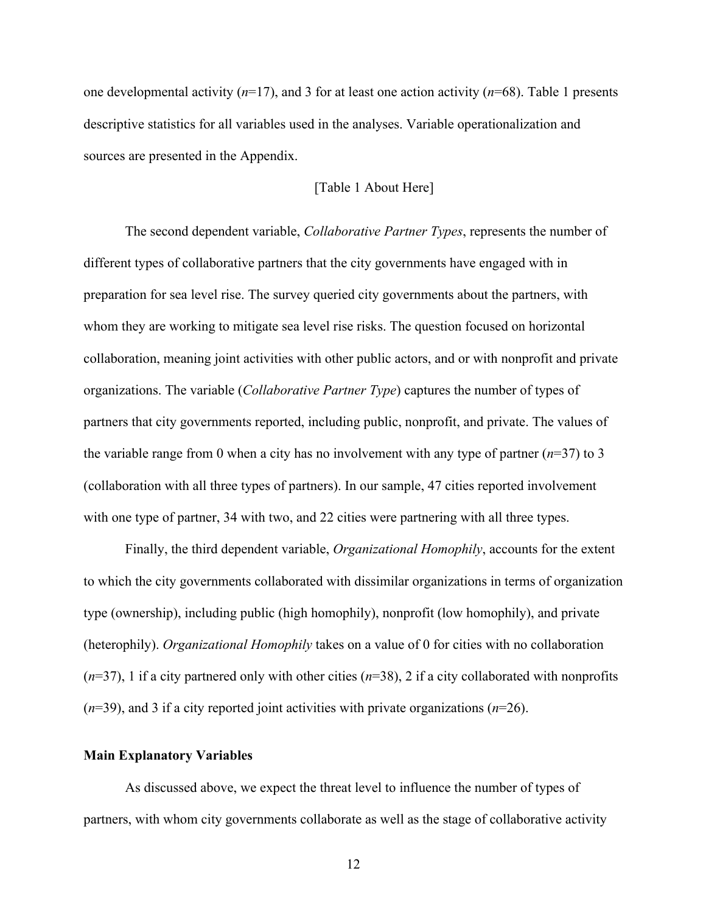one developmental activity (*n*=17), and 3 for at least one action activity (*n*=68). Table 1 presents descriptive statistics for all variables used in the analyses. Variable operationalization and sources are presented in the Appendix.

[Table 1 About Here]

The second dependent variable, *Collaborative Partner Types*, represents the number of different types of collaborative partners that the city governments have engaged with in preparation for sea level rise. The survey queried city governments about the partners, with whom they are working to mitigate sea level rise risks. The question focused on horizontal collaboration, meaning joint activities with other public actors, and or with nonprofit and private organizations. The variable (*Collaborative Partner Type*) captures the number of types of partners that city governments reported, including public, nonprofit, and private. The values of the variable range from 0 when a city has no involvement with any type of partner (*n*=37) to 3 (collaboration with all three types of partners). In our sample, 47 cities reported involvement with one type of partner, 34 with two, and 22 cities were partnering with all three types.

Finally, the third dependent variable, *Organizational Homophily*, accounts for the extent to which the city governments collaborated with dissimilar organizations in terms of organization type (ownership), including public (high homophily), nonprofit (low homophily), and private (heterophily). *Organizational Homophily* takes on a value of 0 for cities with no collaboration (*n*=37), 1 if a city partnered only with other cities (*n*=38), 2 if a city collaborated with nonprofits (*n*=39), and 3 if a city reported joint activities with private organizations (*n*=26).

**Main Explanatory Variables**

As discussed above, we expect the threat level to influence the number of types of partners, with whom city governments collaborate as well as the stage of collaborative activity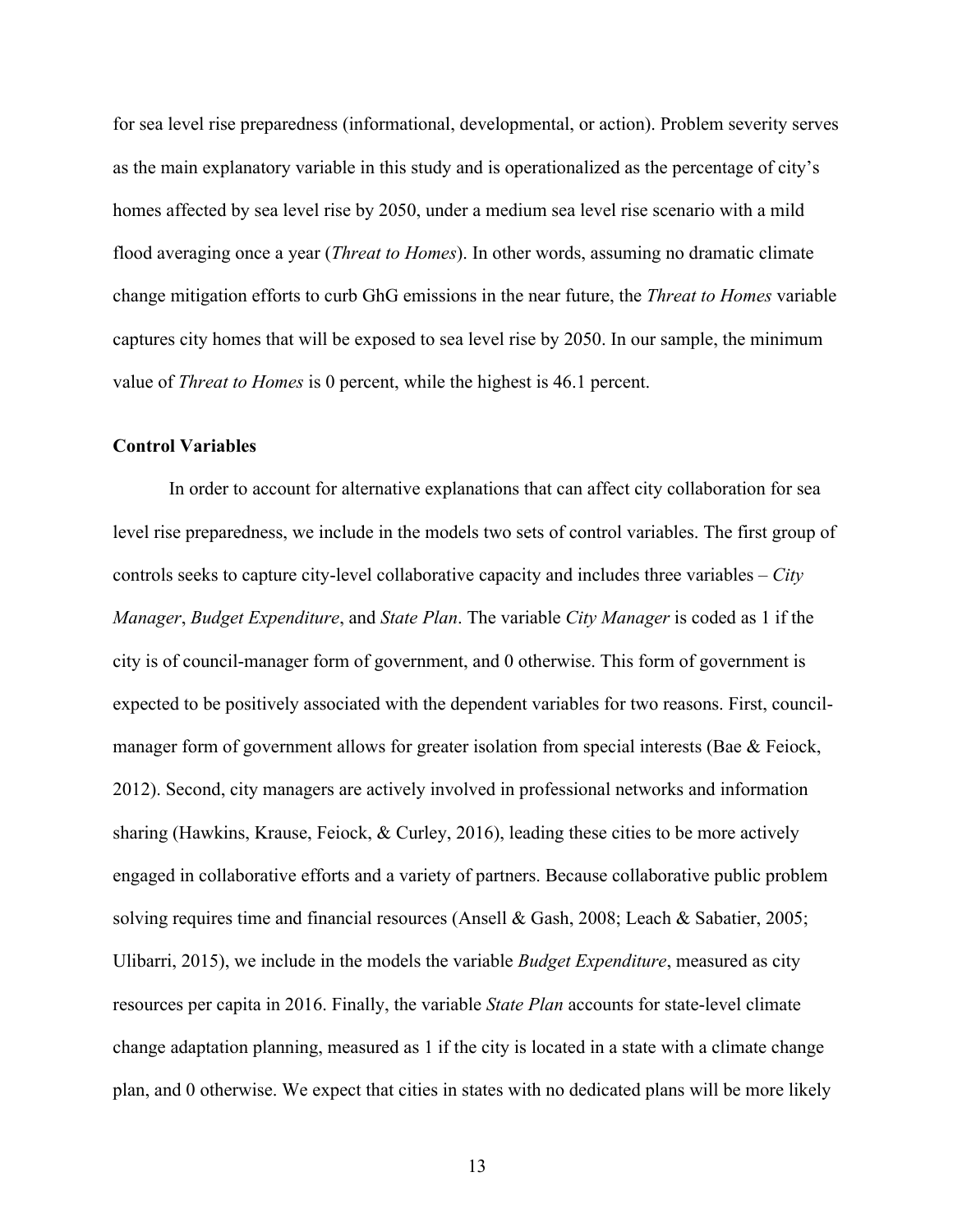for sea level rise preparedness (informational, developmental, or action). Problem severity serves as the main explanatory variable in this study and is operationalized as the percentage of city's homes affected by sea level rise by 2050, under a medium sea level rise scenario with a mild flood averaging once a year (*Threat to Homes*). In other words, assuming no dramatic climate change mitigation efforts to curb GhG emissions in the near future, the *Threat to Homes* variable captures city homes that will be exposed to sea level rise by 2050. In our sample, the minimum value of *Threat to Homes* is 0 percent, while the highest is 46.1 percent.

**Control Variables**

In order to account for alternative explanations that can affect city collaboration for sea level rise preparedness, we include in the models two sets of control variables. The first group of controls seeks to capture city-level collaborative capacity and includes three variables – *City Manager*, *Budget Expenditure*, and *State Plan*. The variable *City Manager* is coded as 1 if the city is of council-manager form of government, and 0 otherwise. This form of government is expected to be positively associated with the dependent variables for two reasons. First, council-manager form of government allows for greater isolation from special interests (Bae & Feiock, 2012). Second, city managers are actively involved in professional networks and information sharing (Hawkins, Krause, Feiock, & Curley, 2016), leading these cities to be more actively engaged in collaborative efforts and a variety of partners. Because collaborative public problem solving requires time and financial resources (Ansell & Gash, 2008; Leach & Sabatier, 2005; Ulibarri, 2015), we include in the models the variable *Budget Expenditure*, measured as city resources per capita in 2016. Finally, the variable *State Plan* accounts for state-level climate change adaptation planning, measured as 1 if the city is located in a state with a climate change plan, and 0 otherwise. We expect that cities in states with no dedicated plans will be more likely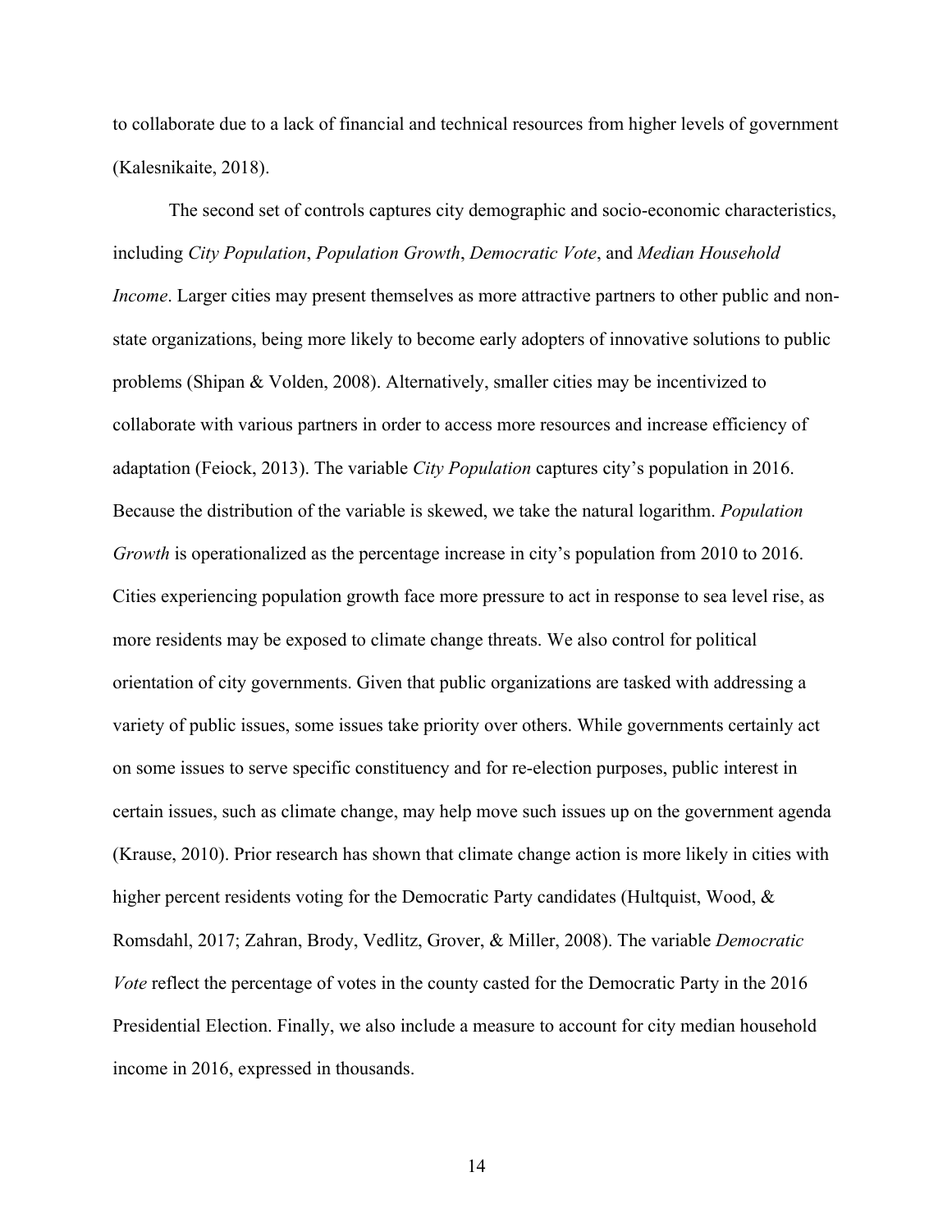to collaborate due to a lack of financial and technical resources from higher levels of government (Kalesnikaite, 2018).

The second set of controls captures city demographic and socio-economic characteristics, including *City Population*, *Population Growth*, *Democratic Vote*, and *Median Household Income*. Larger cities may present themselves as more attractive partners to other public and non-state organizations, being more likely to become early adopters of innovative solutions to public problems (Shipan & Volden, 2008). Alternatively, smaller cities may be incentivized to collaborate with various partners in order to access more resources and increase efficiency of adaptation (Feiock, 2013). The variable *City Population* captures city's population in 2016. Because the distribution of the variable is skewed, we take the natural logarithm. *Population Growth* is operationalized as the percentage increase in city's population from 2010 to 2016. Cities experiencing population growth face more pressure to act in response to sea level rise, as more residents may be exposed to climate change threats. We also control for political orientation of city governments. Given that public organizations are tasked with addressing a variety of public issues, some issues take priority over others. While governments certainly act on some issues to serve specific constituency and for re-election purposes, public interest in certain issues, such as climate change, may help move such issues up on the government agenda (Krause, 2010). Prior research has shown that climate change action is more likely in cities with higher percent residents voting for the Democratic Party candidates (Hultquist, Wood, & Romsdahl, 2017; Zahran, Brody, Vedlitz, Grover, & Miller, 2008). The variable *Democratic Vote* reflect the percentage of votes in the county casted for the Democratic Party in the 2016 Presidential Election. Finally, we also include a measure to account for city median household income in 2016, expressed in thousands.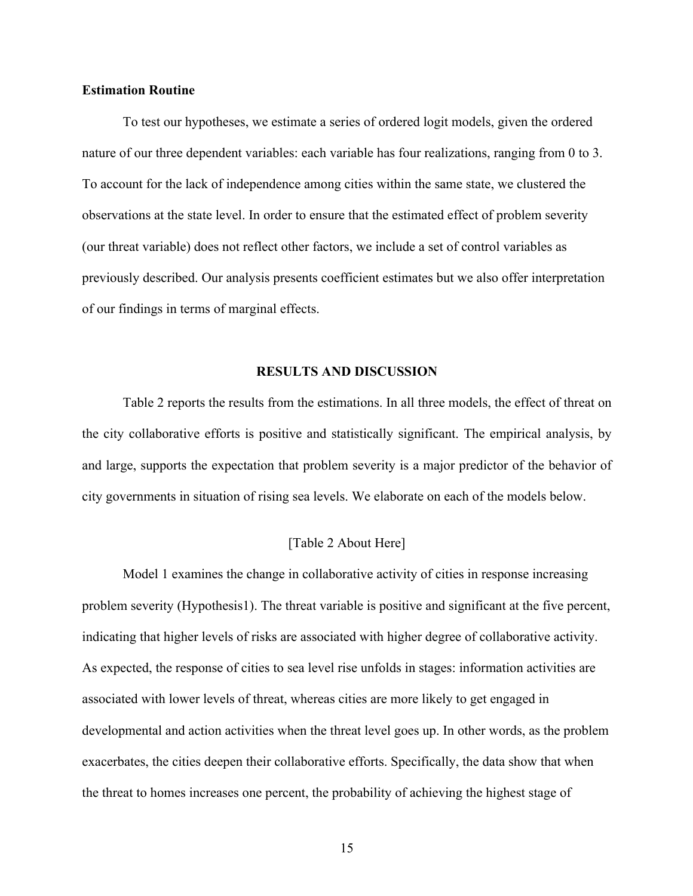**Estimation Routine**

To test our hypotheses, we estimate a series of ordered logit models, given the ordered nature of our three dependent variables: each variable has four realizations, ranging from 0 to 3. To account for the lack of independence among cities within the same state, we clustered the observations at the state level. In order to ensure that the estimated effect of problem severity (our threat variable) does not reflect other factors, we include a set of control variables as previously described. Our analysis presents coefficient estimates but we also offer interpretation of our findings in terms of marginal effects.

## RESULTS AND DISCUSSION

Table 2 reports the results from the estimations. In all three models, the effect of threat on the city collaborative efforts is positive and statistically significant. The empirical analysis, by and large, supports the expectation that problem severity is a major predictor of the behavior of city governments in situation of rising sea levels. We elaborate on each of the models below.

[Table 2 About Here]

Model 1 examines the change in collaborative activity of cities in response increasing problem severity (Hypothesis1). The threat variable is positive and significant at the five percent, indicating that higher levels of risks are associated with higher degree of collaborative activity. As expected, the response of cities to sea level rise unfolds in stages: information activities are associated with lower levels of threat, whereas cities are more likely to get engaged in developmental and action activities when the threat level goes up. In other words, as the problem exacerbates, the cities deepen their collaborative efforts. Specifically, the data show that when the threat to homes increases one percent, the probability of achieving the highest stage of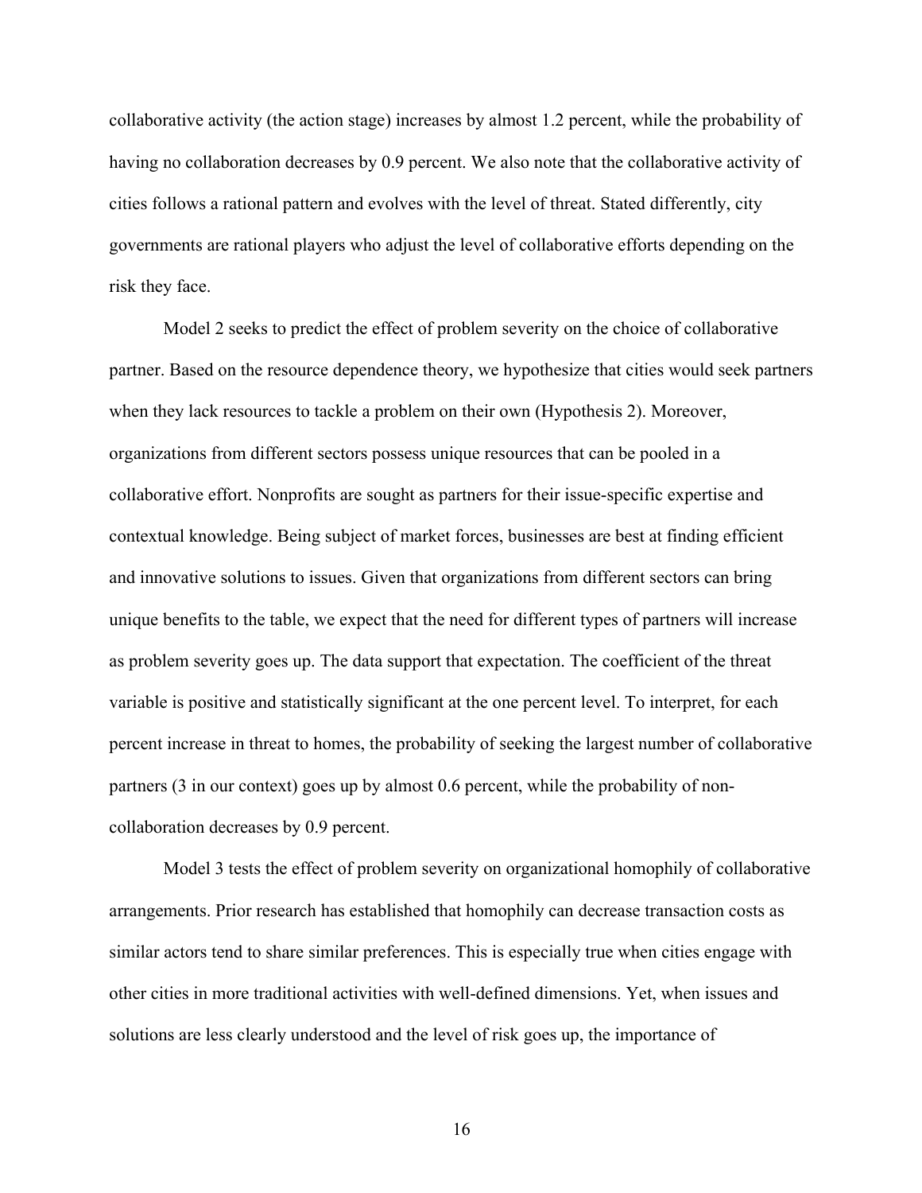collaborative activity (the action stage) increases by almost 1.2 percent, while the probability of having no collaboration decreases by 0.9 percent. We also note that the collaborative activity of cities follows a rational pattern and evolves with the level of threat. Stated differently, city governments are rational players who adjust the level of collaborative efforts depending on the risk they face.

Model 2 seeks to predict the effect of problem severity on the choice of collaborative partner. Based on the resource dependence theory, we hypothesize that cities would seek partners when they lack resources to tackle a problem on their own (Hypothesis 2). Moreover, organizations from different sectors possess unique resources that can be pooled in a collaborative effort. Nonprofits are sought as partners for their issue-specific expertise and contextual knowledge. Being subject of market forces, businesses are best at finding efficient and innovative solutions to issues. Given that organizations from different sectors can bring unique benefits to the table, we expect that the need for different types of partners will increase as problem severity goes up. The data support that expectation. The coefficient of the threat variable is positive and statistically significant at the one percent level. To interpret, for each percent increase in threat to homes, the probability of seeking the largest number of collaborative partners (3 in our context) goes up by almost 0.6 percent, while the probability of non-collaboration decreases by 0.9 percent.

Model 3 tests the effect of problem severity on organizational homophily of collaborative arrangements. Prior research has established that homophily can decrease transaction costs as similar actors tend to share similar preferences. This is especially true when cities engage with other cities in more traditional activities with well-defined dimensions. Yet, when issues and solutions are less clearly understood and the level of risk goes up, the importance of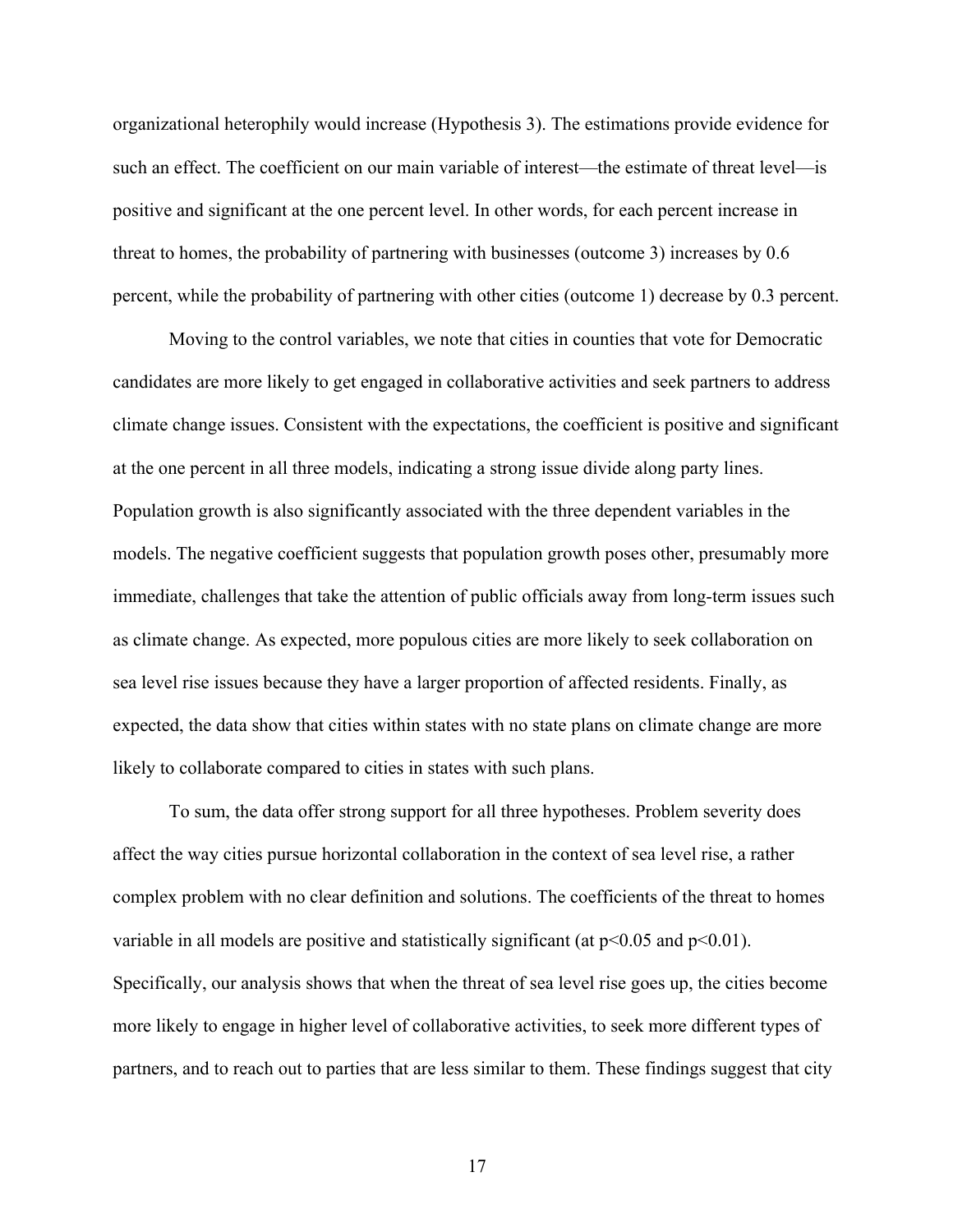organizational heterophily would increase (Hypothesis 3). The estimations provide evidence for such an effect. The coefficient on our main variable of interest—the estimate of threat level—is positive and significant at the one percent level. In other words, for each percent increase in threat to homes, the probability of partnering with businesses (outcome 3) increases by 0.6 percent, while the probability of partnering with other cities (outcome 1) decrease by 0.3 percent.

Moving to the control variables, we note that cities in counties that vote for Democratic candidates are more likely to get engaged in collaborative activities and seek partners to address climate change issues. Consistent with the expectations, the coefficient is positive and significant at the one percent in all three models, indicating a strong issue divide along party lines. Population growth is also significantly associated with the three dependent variables in the models. The negative coefficient suggests that population growth poses other, presumably more immediate, challenges that take the attention of public officials away from long-term issues such as climate change. As expected, more populous cities are more likely to seek collaboration on sea level rise issues because they have a larger proportion of affected residents. Finally, as expected, the data show that cities within states with no state plans on climate change are more likely to collaborate compared to cities in states with such plans.

To sum, the data offer strong support for all three hypotheses. Problem severity does affect the way cities pursue horizontal collaboration in the context of sea level rise, a rather complex problem with no clear definition and solutions. The coefficients of the threat to homes variable in all models are positive and statistically significant (at $p<0.05$ and $p<0.01$). Specifically, our analysis shows that when the threat of sea level rise goes up, the cities become more likely to engage in higher level of collaborative activities, to seek more different types of partners, and to reach out to parties that are less similar to them. These findings suggest that city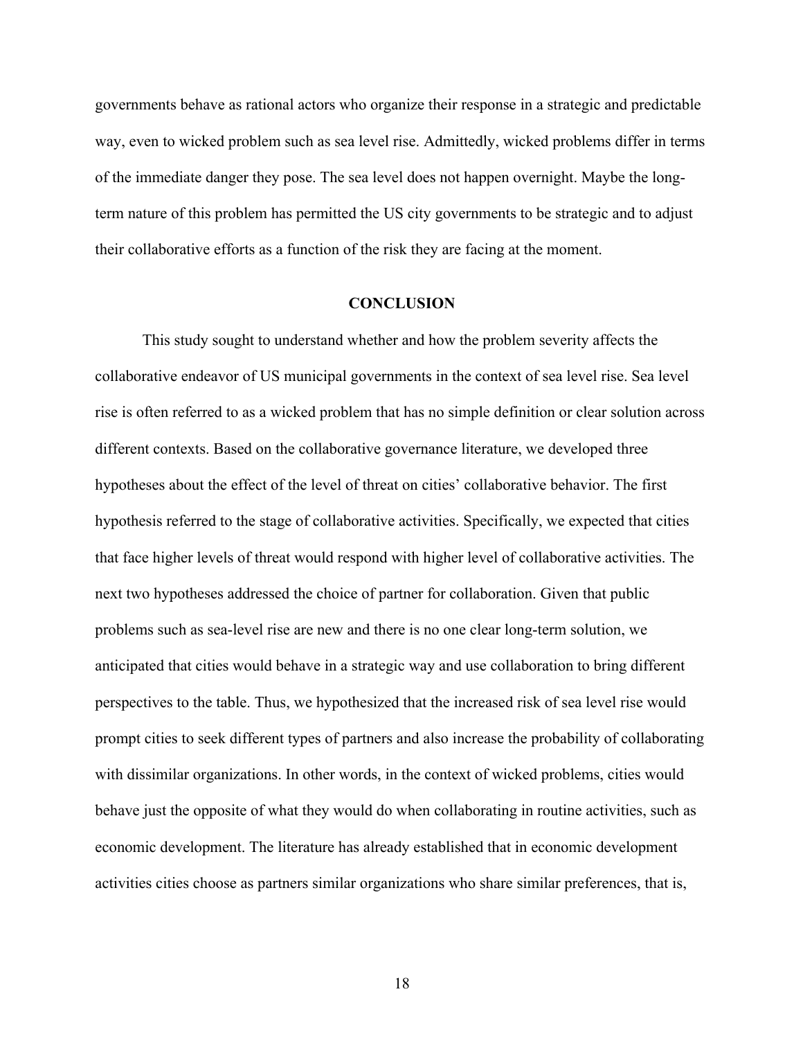governments behave as rational actors who organize their response in a strategic and predictable way, even to wicked problem such as sea level rise. Admittedly, wicked problems differ in terms of the immediate danger they pose. The sea level does not happen overnight. Maybe the long-term nature of this problem has permitted the US city governments to be strategic and to adjust their collaborative efforts as a function of the risk they are facing at the moment.

## CONCLUSION

This study sought to understand whether and how the problem severity affects the collaborative endeavor of US municipal governments in the context of sea level rise. Sea level rise is often referred to as a wicked problem that has no simple definition or clear solution across different contexts. Based on the collaborative governance literature, we developed three hypotheses about the effect of the level of threat on cities' collaborative behavior. The first hypothesis referred to the stage of collaborative activities. Specifically, we expected that cities that face higher levels of threat would respond with higher level of collaborative activities. The next two hypotheses addressed the choice of partner for collaboration. Given that public problems such as sea-level rise are new and there is no one clear long-term solution, we anticipated that cities would behave in a strategic way and use collaboration to bring different perspectives to the table. Thus, we hypothesized that the increased risk of sea level rise would prompt cities to seek different types of partners and also increase the probability of collaborating with dissimilar organizations. In other words, in the context of wicked problems, cities would behave just the opposite of what they would do when collaborating in routine activities, such as economic development. The literature has already established that in economic development activities cities choose as partners similar organizations who share similar preferences, that is,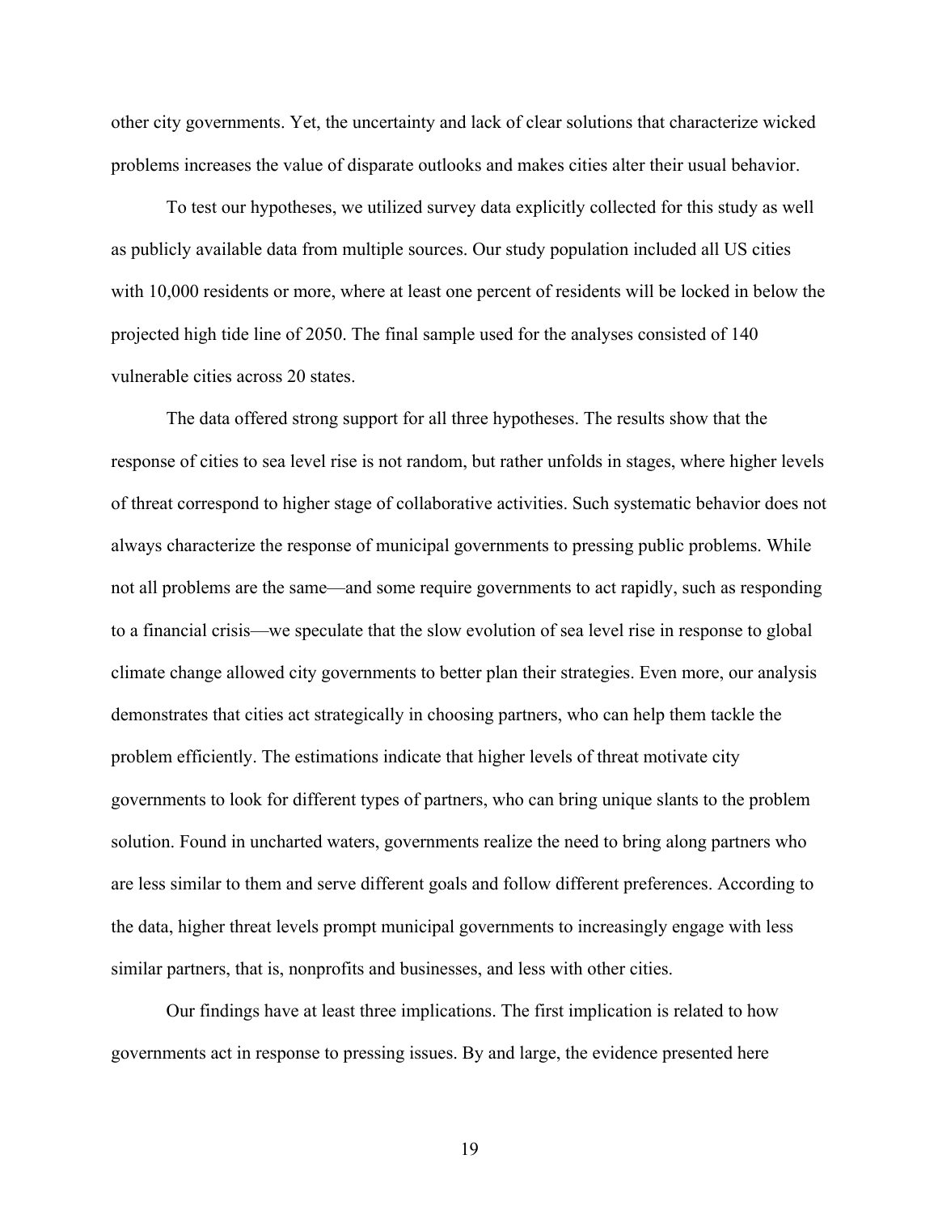other city governments. Yet, the uncertainty and lack of clear solutions that characterize wicked problems increases the value of disparate outlooks and makes cities alter their usual behavior.

To test our hypotheses, we utilized survey data explicitly collected for this study as well as publicly available data from multiple sources. Our study population included all US cities with 10,000 residents or more, where at least one percent of residents will be locked in below the projected high tide line of 2050. The final sample used for the analyses consisted of 140 vulnerable cities across 20 states.

The data offered strong support for all three hypotheses. The results show that the response of cities to sea level rise is not random, but rather unfolds in stages, where higher levels of threat correspond to higher stage of collaborative activities. Such systematic behavior does not always characterize the response of municipal governments to pressing public problems. While not all problems are the same—and some require governments to act rapidly, such as responding to a financial crisis—we speculate that the slow evolution of sea level rise in response to global climate change allowed city governments to better plan their strategies. Even more, our analysis demonstrates that cities act strategically in choosing partners, who can help them tackle the problem efficiently. The estimations indicate that higher levels of threat motivate city governments to look for different types of partners, who can bring unique slants to the problem solution. Found in uncharted waters, governments realize the need to bring along partners who are less similar to them and serve different goals and follow different preferences. According to the data, higher threat levels prompt municipal governments to increasingly engage with less similar partners, that is, nonprofits and businesses, and less with other cities.

Our findings have at least three implications. The first implication is related to how governments act in response to pressing issues. By and large, the evidence presented here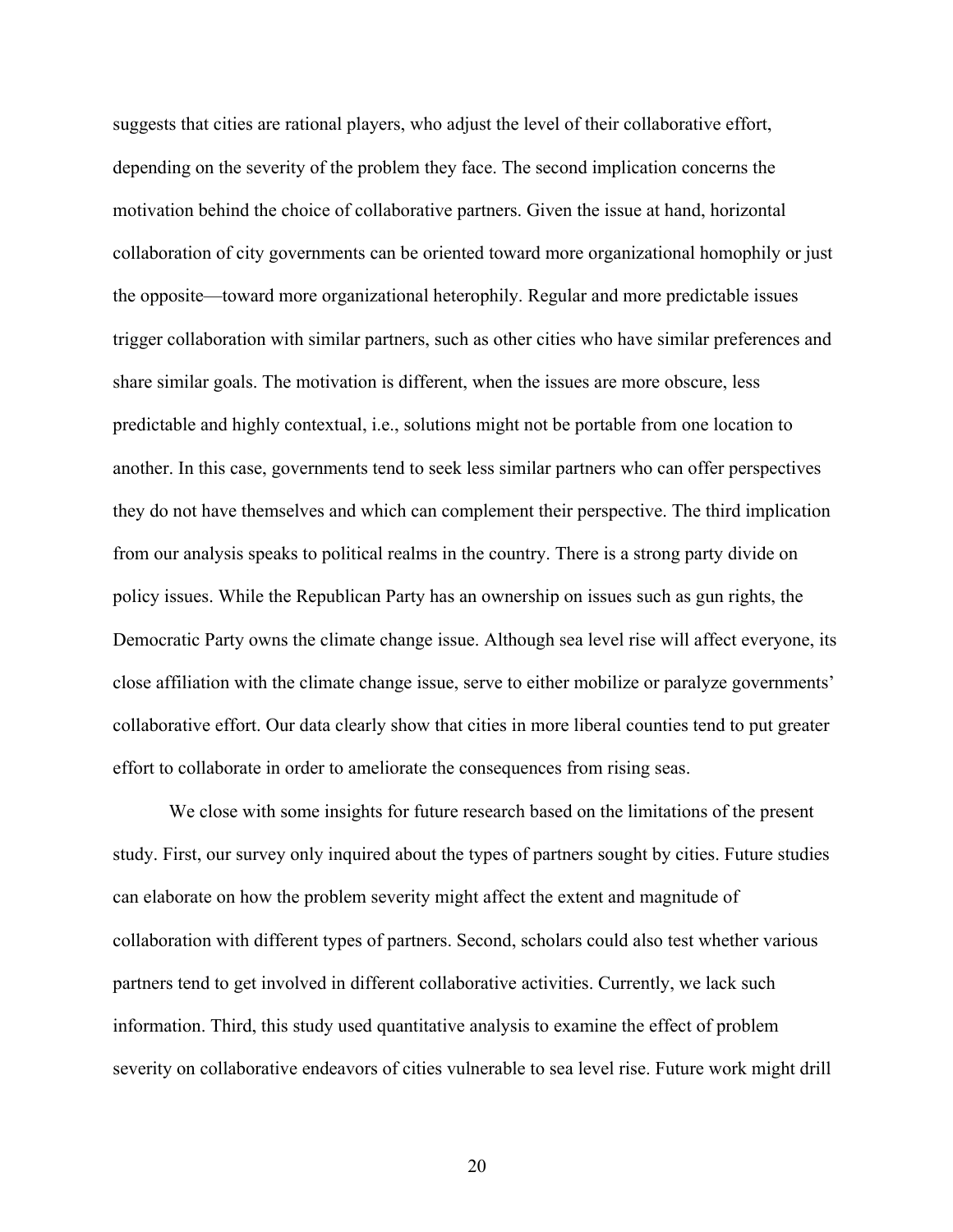suggests that cities are rational players, who adjust the level of their collaborative effort, depending on the severity of the problem they face. The second implication concerns the motivation behind the choice of collaborative partners. Given the issue at hand, horizontal collaboration of city governments can be oriented toward more organizational homophily or just the opposite—toward more organizational heterophily. Regular and more predictable issues trigger collaboration with similar partners, such as other cities who have similar preferences and share similar goals. The motivation is different, when the issues are more obscure, less predictable and highly contextual, i.e., solutions might not be portable from one location to another. In this case, governments tend to seek less similar partners who can offer perspectives they do not have themselves and which can complement their perspective. The third implication from our analysis speaks to political realms in the country. There is a strong party divide on policy issues. While the Republican Party has an ownership on issues such as gun rights, the Democratic Party owns the climate change issue. Although sea level rise will affect everyone, its close affiliation with the climate change issue, serve to either mobilize or paralyze governments' collaborative effort. Our data clearly show that cities in more liberal counties tend to put greater effort to collaborate in order to ameliorate the consequences from rising seas.

We close with some insights for future research based on the limitations of the present study. First, our survey only inquired about the types of partners sought by cities. Future studies can elaborate on how the problem severity might affect the extent and magnitude of collaboration with different types of partners. Second, scholars could also test whether various partners tend to get involved in different collaborative activities. Currently, we lack such information. Third, this study used quantitative analysis to examine the effect of problem severity on collaborative endeavors of cities vulnerable to sea level rise. Future work might drill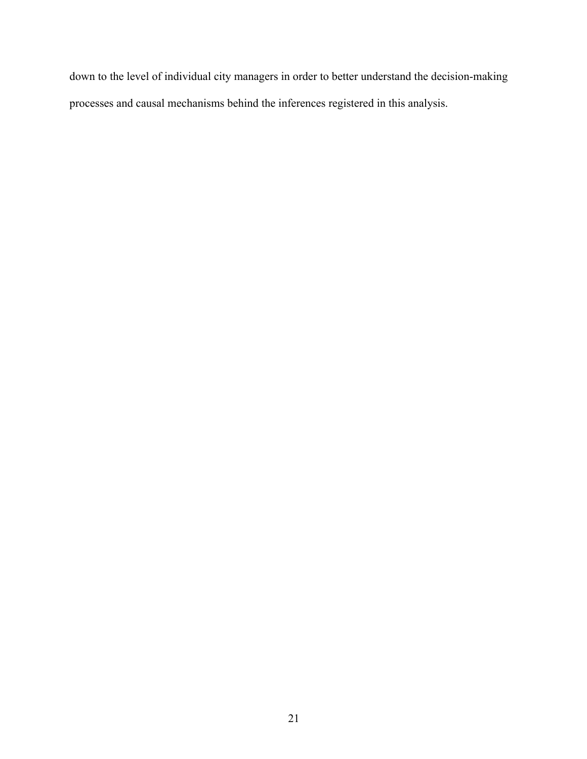down to the level of individual city managers in order to better understand the decision-making processes and causal mechanisms behind the inferences registered in this analysis.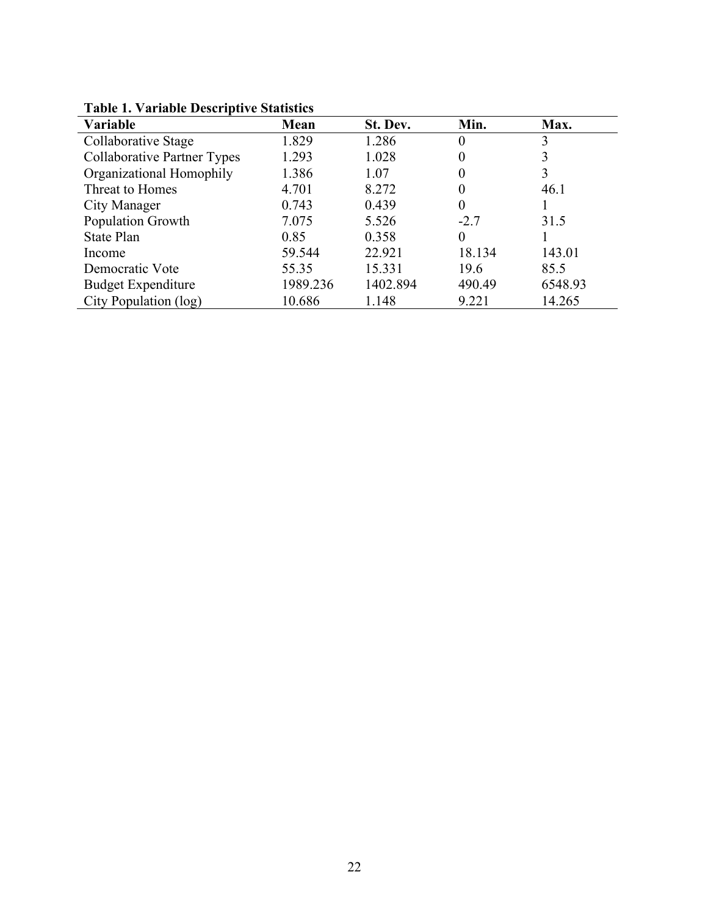**Table 1. Variable Descriptive Statistics**

| Variable | Mean | St. Dev. | Min. | Max. |
|---|---|---|---|---|
| Collaborative Stage | 1.829 | 1.286 | 0 | 3 |
| Collaborative Partner Types | 1.293 | 1.028 | 0 | 3 |
| Organizational Homophily | 1.386 | 1.07 | 0 | 3 |
| Threat to Homes | 4.701 | 8.272 | 0 | 46.1 |
| City Manager | 0.743 | 0.439 | 0 | 1 |
| Population Growth | 7.075 | 5.526 | -2.7 | 31.5 |
| State Plan | 0.85 | 0.358 | 0 | 1 |
| Income | 59.544 | 22.921 | 18.134 | 143.01 |
| Democratic Vote | 55.35 | 15.331 | 19.6 | 85.5 |
| Budget Expenditure | 1989.236 | 1402.894 | 490.49 | 6548.93 |
| City Population (log) | 10.686 | 1.148 | 9.221 | 14.265 |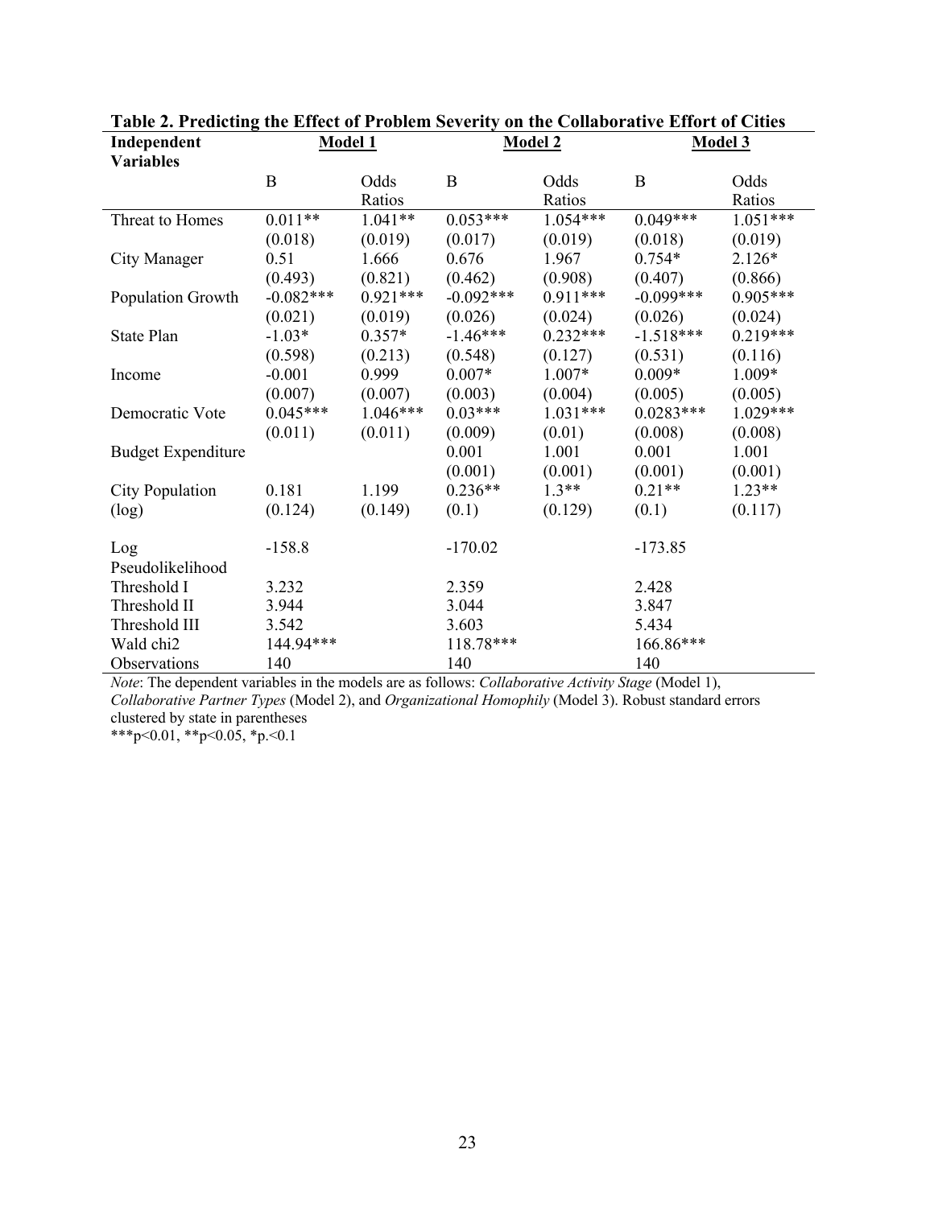**Table 2. Predicting the Effect of Problem Severity on the Collaborative Effort of Cities**

| Independent Variables | Model 1 | | Model 2 | | Model 3 | |
|---|---|---|---|---|---|---|
| | B | Odds Ratios | B | Odds Ratios | B | Odds Ratios |
| Threat to Homes | 0.011** | 1.041** | 0.053*** | 1.054*** | 0.049*** | 1.051*** |
| | (0.018) | (0.019) | (0.017) | (0.019) | (0.018) | (0.019) |
| City Manager | 0.51 | 1.666 | 0.676 | 1.967 | 0.754* | 2.126* |
| | (0.493) | (0.821) | (0.462) | (0.908) | (0.407) | (0.866) |
| Population Growth | -0.082*** | 0.921*** | -0.092*** | 0.911*** | -0.099*** | 0.905*** |
| | (0.021) | (0.019) | (0.026) | (0.024) | (0.026) | (0.024) |
| State Plan | -1.03* | 0.357* | -1.46*** | 0.232*** | -1.518*** | 0.219*** |
| | (0.598) | (0.213) | (0.548) | (0.127) | (0.531) | (0.116) |
| Income | -0.001 | 0.999 | 0.007* | 1.007* | 0.009* | 1.009* |
| | (0.007) | (0.007) | (0.003) | (0.004) | (0.005) | (0.005) |
| Democratic Vote | 0.045*** | 1.046*** | 0.03*** | 1.031*** | 0.0283*** | 1.029*** |
| | (0.011) | (0.011) | (0.009) | (0.01) | (0.008) | (0.008) |
| Budget Expenditure | | | 0.001 | 1.001 | 0.001 | 1.001 |
| | | | (0.001) | (0.001) | (0.001) | (0.001) |
| City Population (log) | 0.181 | 1.199 | 0.236** | 1.3** | 0.21** | 1.23** |
| | (0.124) | (0.149) | (0.1) | (0.129) | (0.1) | (0.117) |
| Log Pseudolikelihood | -158.8 | | -170.02 | | -173.85 | |
| Threshold I | 3.232 | | 2.359 | | 2.428 | |
| Threshold II | 3.944 | | 3.044 | | 3.847 | |
| Threshold III | 3.542 | | 3.603 | | 5.434 | |
| Wald chi2 | 144.94*** | | 118.78*** | | 166.86*** | |
| Observations | 140 | | 140 | | 140 | |

*Note*: The dependent variables in the models are as follows: *Collaborative Activity Stage* (Model 1), *Collaborative Partner Types* (Model 2), and *Organizational Homophily* (Model 3). Robust standard errors clustered by state in parentheses

***p<0.01, **p<0.05, *p.<0.1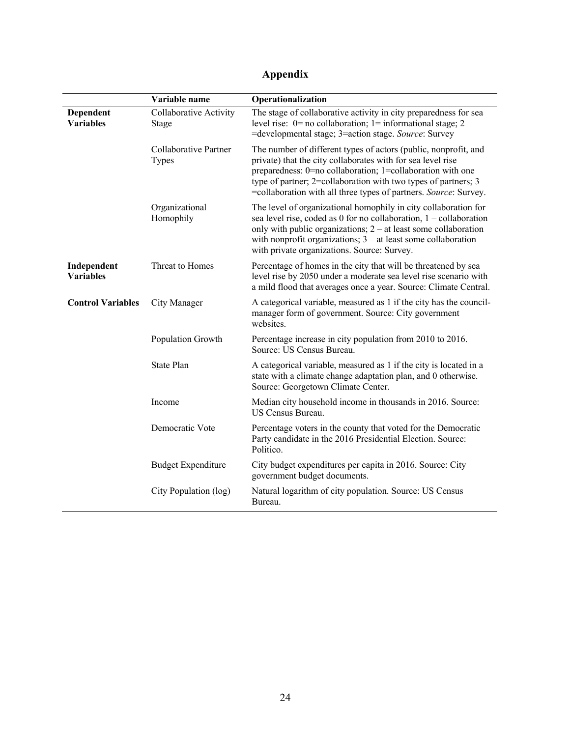# Appendix

| | Variable name | Operationalization |
|---|---|---|
| **Dependent Variables** | Collaborative Activity Stage | The stage of collaborative activity in city preparedness for sea level rise: 0= no collaboration; 1= informational stage; 2 =developmental stage; 3=action stage. *Source*: Survey |
| | Collaborative Partner Types | The number of different types of actors (public, nonprofit, and private) that the city collaborates with for sea level rise preparedness: 0=no collaboration; 1=collaboration with one type of partner; 2=collaboration with two types of partners; 3 =collaboration with all three types of partners. *Source*: Survey. |
| | Organizational Homophily | The level of organizational homophily in city collaboration for sea level rise, coded as 0 for no collaboration, 1 – collaboration only with public organizations; 2 – at least some collaboration with nonprofit organizations; 3 – at least some collaboration with private organizations. Source: Survey. |
| **Independent Variables** | Threat to Homes | Percentage of homes in the city that will be threatened by sea level rise by 2050 under a moderate sea level rise scenario with a mild flood that averages once a year. Source: Climate Central. |
| **Control Variables** | City Manager | A categorical variable, measured as 1 if the city has the council-manager form of government. Source: City government websites. |
| | Population Growth | Percentage increase in city population from 2010 to 2016. Source: US Census Bureau. |
| | State Plan | A categorical variable, measured as 1 if the city is located in a state with a climate change adaptation plan, and 0 otherwise. Source: Georgetown Climate Center. |
| | Income | Median city household income in thousands in 2016. Source: US Census Bureau. |
| | Democratic Vote | Percentage voters in the county that voted for the Democratic Party candidate in the 2016 Presidential Election. Source: Politico. |
| | Budget Expenditure | City budget expenditures per capita in 2016. Source: City government budget documents. |
| | City Population (log) | Natural logarithm of city population. Source: US Census Bureau. |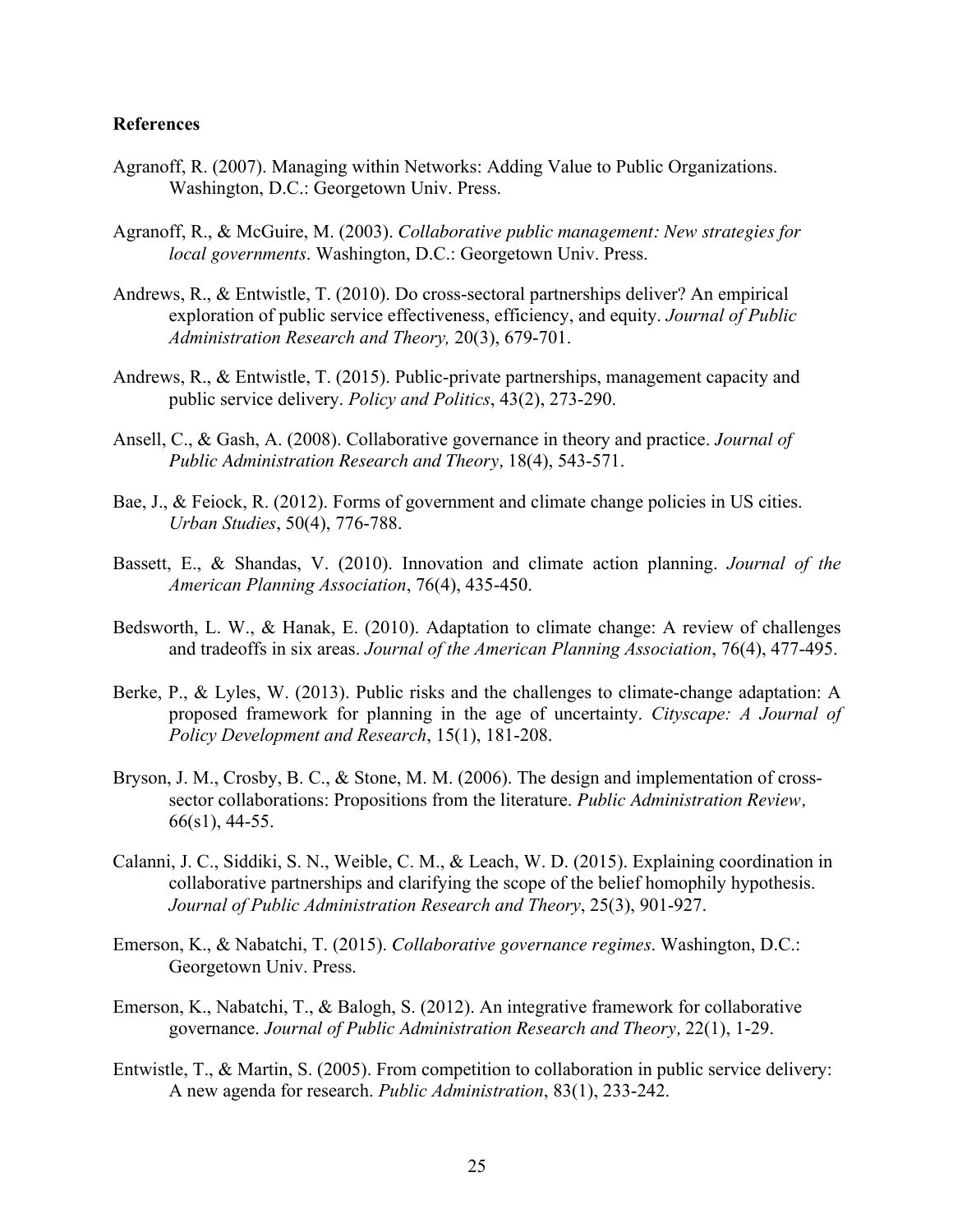**References**

Agranoff, R. (2007). Managing within Networks: Adding Value to Public Organizations. Washington, D.C.: Georgetown Univ. Press.

Agranoff, R., & McGuire, M. (2003). *Collaborative public management: New strategies for local governments*. Washington, D.C.: Georgetown Univ. Press.

Andrews, R., & Entwistle, T. (2010). Do cross-sectoral partnerships deliver? An empirical exploration of public service effectiveness, efficiency, and equity. *Journal of Public Administration Research and Theory,* 20(3), 679-701.

Andrews, R., & Entwistle, T. (2015). Public-private partnerships, management capacity and public service delivery. *Policy and Politics*, 43(2), 273-290.

Ansell, C., & Gash, A. (2008). Collaborative governance in theory and practice. *Journal of Public Administration Research and Theory,* 18(4), 543-571.

Bae, J., & Feiock, R. (2012). Forms of government and climate change policies in US cities. *Urban Studies*, 50(4), 776-788.

Bassett, E., & Shandas, V. (2010). Innovation and climate action planning. *Journal of the American Planning Association*, 76(4), 435-450.

Bedsworth, L. W., & Hanak, E. (2010). Adaptation to climate change: A review of challenges and tradeoffs in six areas. *Journal of the American Planning Association*, 76(4), 477-495.

Berke, P., & Lyles, W. (2013). Public risks and the challenges to climate-change adaptation: A proposed framework for planning in the age of uncertainty. *Cityscape: A Journal of Policy Development and Research*, 15(1), 181-208.

Bryson, J. M., Crosby, B. C., & Stone, M. M. (2006). The design and implementation of cross-sector collaborations: Propositions from the literature. *Public Administration Review,* 66(s1), 44-55.

Calanni, J. C., Siddiki, S. N., Weible, C. M., & Leach, W. D. (2015). Explaining coordination in collaborative partnerships and clarifying the scope of the belief homophily hypothesis. *Journal of Public Administration Research and Theory*, 25(3), 901-927.

Emerson, K., & Nabatchi, T. (2015). *Collaborative governance regimes*. Washington, D.C.: Georgetown Univ. Press.

Emerson, K., Nabatchi, T., & Balogh, S. (2012). An integrative framework for collaborative governance. *Journal of Public Administration Research and Theory,* 22(1), 1-29.

Entwistle, T., & Martin, S. (2005). From competition to collaboration in public service delivery: A new agenda for research. *Public Administration*, 83(1), 233-242.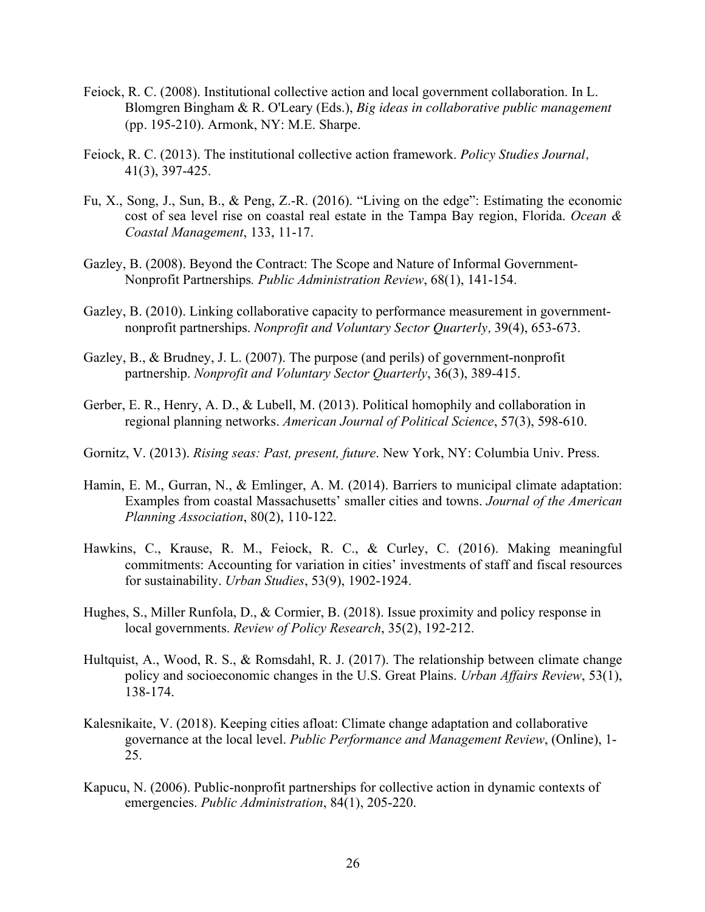Feiock, R. C. (2008). Institutional collective action and local government collaboration. In L. Blomgren Bingham & R. O'Leary (Eds.), *Big ideas in collaborative public management* (pp. 195-210). Armonk, NY: M.E. Sharpe.

Feiock, R. C. (2013). The institutional collective action framework. *Policy Studies Journal*, 41(3), 397-425.

Fu, X., Song, J., Sun, B., & Peng, Z.-R. (2016). "Living on the edge": Estimating the economic cost of sea level rise on coastal real estate in the Tampa Bay region, Florida. *Ocean & Coastal Management*, 133, 11-17.

Gazley, B. (2008). Beyond the Contract: The Scope and Nature of Informal Government-Nonprofit Partnerships*. Public Administration Review*, 68(1), 141-154.

Gazley, B. (2010). Linking collaborative capacity to performance measurement in government-nonprofit partnerships. *Nonprofit and Voluntary Sector Quarterly,* 39(4), 653-673.

Gazley, B., & Brudney, J. L. (2007). The purpose (and perils) of government-nonprofit partnership. *Nonprofit and Voluntary Sector Quarterly*, 36(3), 389-415.

Gerber, E. R., Henry, A. D., & Lubell, M. (2013). Political homophily and collaboration in regional planning networks. *American Journal of Political Science*, 57(3), 598-610.

Gornitz, V. (2013). *Rising seas: Past, present, future*. New York, NY: Columbia Univ. Press.

Hamin, E. M., Gurran, N., & Emlinger, A. M. (2014). Barriers to municipal climate adaptation: Examples from coastal Massachusetts' smaller cities and towns. *Journal of the American Planning Association*, 80(2), 110-122.

Hawkins, C., Krause, R. M., Feiock, R. C., & Curley, C. (2016). Making meaningful commitments: Accounting for variation in cities' investments of staff and fiscal resources for sustainability. *Urban Studies*, 53(9), 1902-1924.

Hughes, S., Miller Runfola, D., & Cormier, B. (2018). Issue proximity and policy response in local governments. *Review of Policy Research*, 35(2), 192-212.

Hultquist, A., Wood, R. S., & Romsdahl, R. J. (2017). The relationship between climate change policy and socioeconomic changes in the U.S. Great Plains. *Urban Affairs Review*, 53(1), 138-174.

Kalesnikaite, V. (2018). Keeping cities afloat: Climate change adaptation and collaborative governance at the local level. *Public Performance and Management Review*, (Online), 1-25.

Kapucu, N. (2006). Public-nonprofit partnerships for collective action in dynamic contexts of emergencies. *Public Administration*, 84(1), 205-220.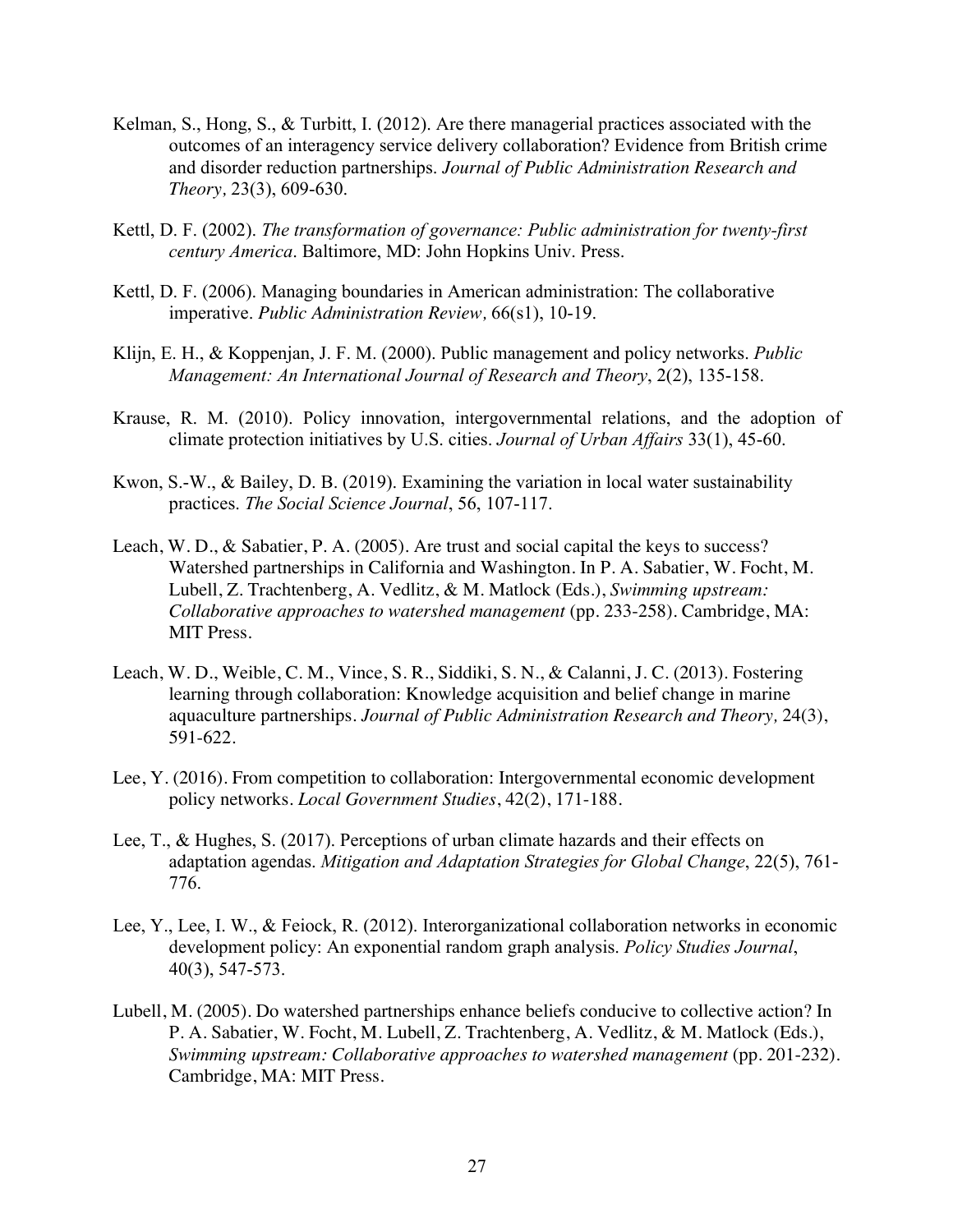Kelman, S., Hong, S., & Turbitt, I. (2012). Are there managerial practices associated with the outcomes of an interagency service delivery collaboration? Evidence from British crime and disorder reduction partnerships. *Journal of Public Administration Research and Theory,* 23(3), 609-630.

Kettl, D. F. (2002). *The transformation of governance: Public administration for twenty-first century America*. Baltimore, MD: John Hopkins Univ. Press.

Kettl, D. F. (2006). Managing boundaries in American administration: The collaborative imperative. *Public Administration Review,* 66(s1), 10-19.

Klijn, E. H., & Koppenjan, J. F. M. (2000). Public management and policy networks. *Public Management: An International Journal of Research and Theory*, 2(2), 135-158.

Krause, R. M. (2010). Policy innovation, intergovernmental relations, and the adoption of climate protection initiatives by U.S. cities. *Journal of Urban Affairs* 33(1), 45-60.

Kwon, S.-W., & Bailey, D. B. (2019). Examining the variation in local water sustainability practices. *The Social Science Journal*, 56, 107-117.

Leach, W. D., & Sabatier, P. A. (2005). Are trust and social capital the keys to success? Watershed partnerships in California and Washington. In P. A. Sabatier, W. Focht, M. Lubell, Z. Trachtenberg, A. Vedlitz, & M. Matlock (Eds.), *Swimming upstream: Collaborative approaches to watershed management* (pp. 233-258). Cambridge, MA: MIT Press.

Leach, W. D., Weible, C. M., Vince, S. R., Siddiki, S. N., & Calanni, J. C. (2013). Fostering learning through collaboration: Knowledge acquisition and belief change in marine aquaculture partnerships. *Journal of Public Administration Research and Theory,* 24(3), 591-622.

Lee, Y. (2016). From competition to collaboration: Intergovernmental economic development policy networks. *Local Government Studies*, 42(2), 171-188.

Lee, T., & Hughes, S. (2017). Perceptions of urban climate hazards and their effects on adaptation agendas. *Mitigation and Adaptation Strategies for Global Change*, 22(5), 761-776.

Lee, Y., Lee, I. W., & Feiock, R. (2012). Interorganizational collaboration networks in economic development policy: An exponential random graph analysis. *Policy Studies Journal*, 40(3), 547-573.

Lubell, M. (2005). Do watershed partnerships enhance beliefs conducive to collective action? In P. A. Sabatier, W. Focht, M. Lubell, Z. Trachtenberg, A. Vedlitz, & M. Matlock (Eds.), *Swimming upstream: Collaborative approaches to watershed management* (pp. 201-232). Cambridge, MA: MIT Press.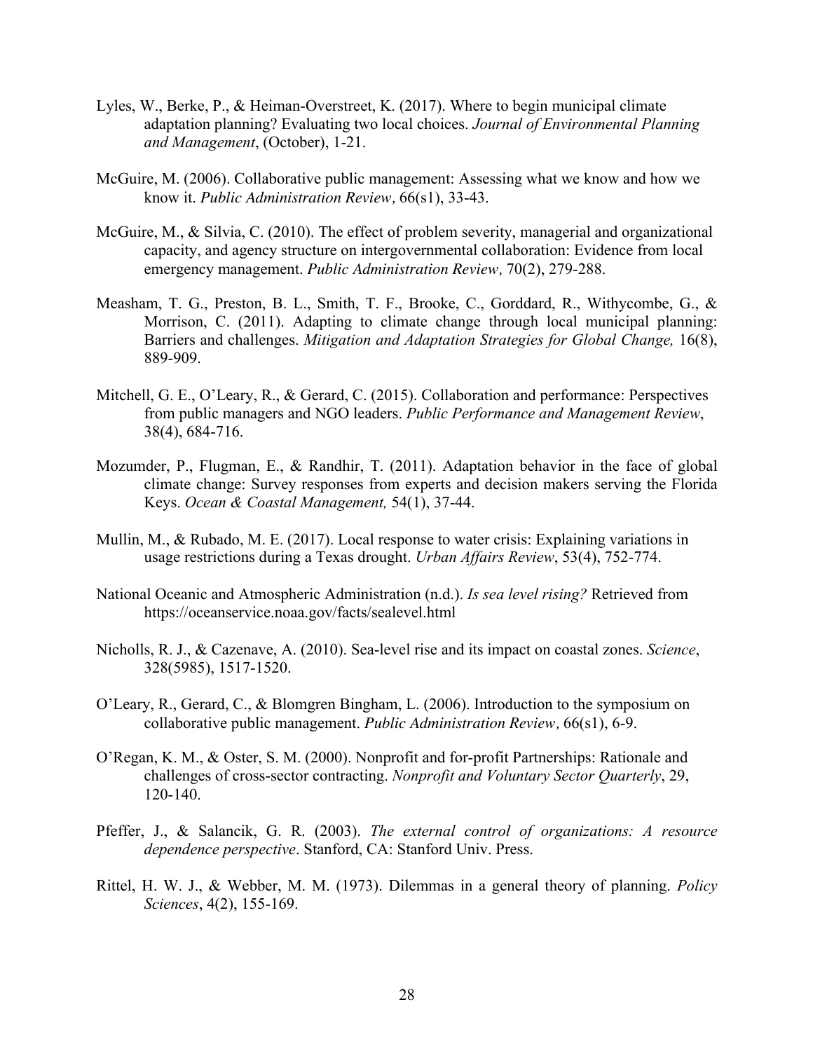Lyles, W., Berke, P., & Heiman-Overstreet, K. (2017). Where to begin municipal climate adaptation planning? Evaluating two local choices. *Journal of Environmental Planning and Management*, (October), 1-21.

McGuire, M. (2006). Collaborative public management: Assessing what we know and how we know it. *Public Administration Review,* 66(s1), 33-43.

McGuire, M., & Silvia, C. (2010). The effect of problem severity, managerial and organizational capacity, and agency structure on intergovernmental collaboration: Evidence from local emergency management. *Public Administration Review,* 70(2), 279-288.

Measham, T. G., Preston, B. L., Smith, T. F., Brooke, C., Gorddard, R., Withycombe, G., & Morrison, C. (2011). Adapting to climate change through local municipal planning: Barriers and challenges. *Mitigation and Adaptation Strategies for Global Change,* 16(8), 889-909.

Mitchell, G. E., O'Leary, R., & Gerard, C. (2015). Collaboration and performance: Perspectives from public managers and NGO leaders. *Public Performance and Management Review*, 38(4), 684-716.

Mozumder, P., Flugman, E., & Randhir, T. (2011). Adaptation behavior in the face of global climate change: Survey responses from experts and decision makers serving the Florida Keys. *Ocean & Coastal Management,* 54(1), 37-44.

Mullin, M., & Rubado, M. E. (2017). Local response to water crisis: Explaining variations in usage restrictions during a Texas drought. *Urban Affairs Review*, 53(4), 752-774.

National Oceanic and Atmospheric Administration (n.d.). *Is sea level rising?* Retrieved from https://oceanservice.noaa.gov/facts/sealevel.html

Nicholls, R. J., & Cazenave, A. (2010). Sea-level rise and its impact on coastal zones. *Science*, 328(5985), 1517-1520.

O'Leary, R., Gerard, C., & Blomgren Bingham, L. (2006). Introduction to the symposium on collaborative public management. *Public Administration Review,* 66(s1), 6-9.

O'Regan, K. M., & Oster, S. M. (2000). Nonprofit and for-profit Partnerships: Rationale and challenges of cross-sector contracting. *Nonprofit and Voluntary Sector Quarterly*, 29, 120-140.

Pfeffer, J., & Salancik, G. R. (2003). *The external control of organizations: A resource dependence perspective*. Stanford, CA: Stanford Univ. Press.

Rittel, H. W. J., & Webber, M. M. (1973). Dilemmas in a general theory of planning. *Policy Sciences*, 4(2), 155-169.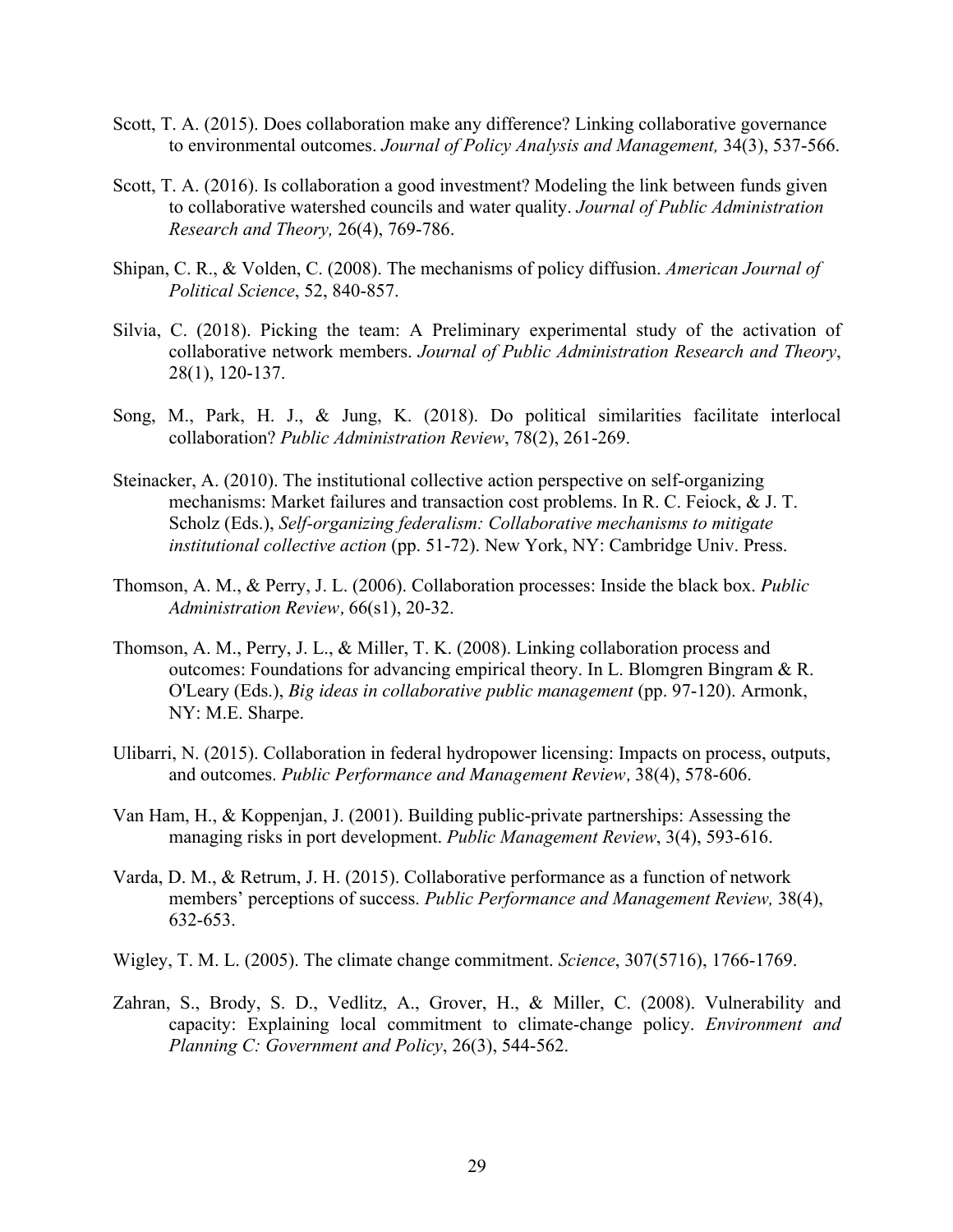Scott, T. A. (2015). Does collaboration make any difference? Linking collaborative governance to environmental outcomes. *Journal of Policy Analysis and Management,* 34(3), 537-566.

Scott, T. A. (2016). Is collaboration a good investment? Modeling the link between funds given to collaborative watershed councils and water quality. *Journal of Public Administration Research and Theory,* 26(4), 769-786.

Shipan, C. R., & Volden, C. (2008). The mechanisms of policy diffusion. *American Journal of Political Science*, 52, 840-857.

Silvia, C. (2018). Picking the team: A Preliminary experimental study of the activation of collaborative network members. *Journal of Public Administration Research and Theory*, 28(1), 120-137.

Song, M., Park, H. J., & Jung, K. (2018). Do political similarities facilitate interlocal collaboration? *Public Administration Review*, 78(2), 261-269.

Steinacker, A. (2010). The institutional collective action perspective on self-organizing mechanisms: Market failures and transaction cost problems. In R. C. Feiock, & J. T. Scholz (Eds.), *Self-organizing federalism: Collaborative mechanisms to mitigate institutional collective action* (pp. 51-72). New York, NY: Cambridge Univ. Press.

Thomson, A. M., & Perry, J. L. (2006). Collaboration processes: Inside the black box. *Public Administration Review,* 66(s1), 20-32.

Thomson, A. M., Perry, J. L., & Miller, T. K. (2008). Linking collaboration process and outcomes: Foundations for advancing empirical theory. In L. Blomgren Bingram & R. O'Leary (Eds.), *Big ideas in collaborative public management* (pp. 97-120). Armonk, NY: M.E. Sharpe.

Ulibarri, N. (2015). Collaboration in federal hydropower licensing: Impacts on process, outputs, and outcomes. *Public Performance and Management Review,* 38(4), 578-606.

Van Ham, H., & Koppenjan, J. (2001). Building public-private partnerships: Assessing the managing risks in port development. *Public Management Review*, 3(4), 593-616.

Varda, D. M., & Retrum, J. H. (2015). Collaborative performance as a function of network members' perceptions of success. *Public Performance and Management Review,* 38(4), 632-653.

Wigley, T. M. L. (2005). The climate change commitment. *Science*, 307(5716), 1766-1769.

Zahran, S., Brody, S. D., Vedlitz, A., Grover, H., & Miller, C. (2008). Vulnerability and capacity: Explaining local commitment to climate-change policy. *Environment and Planning C: Government and Policy*, 26(3), 544-562.